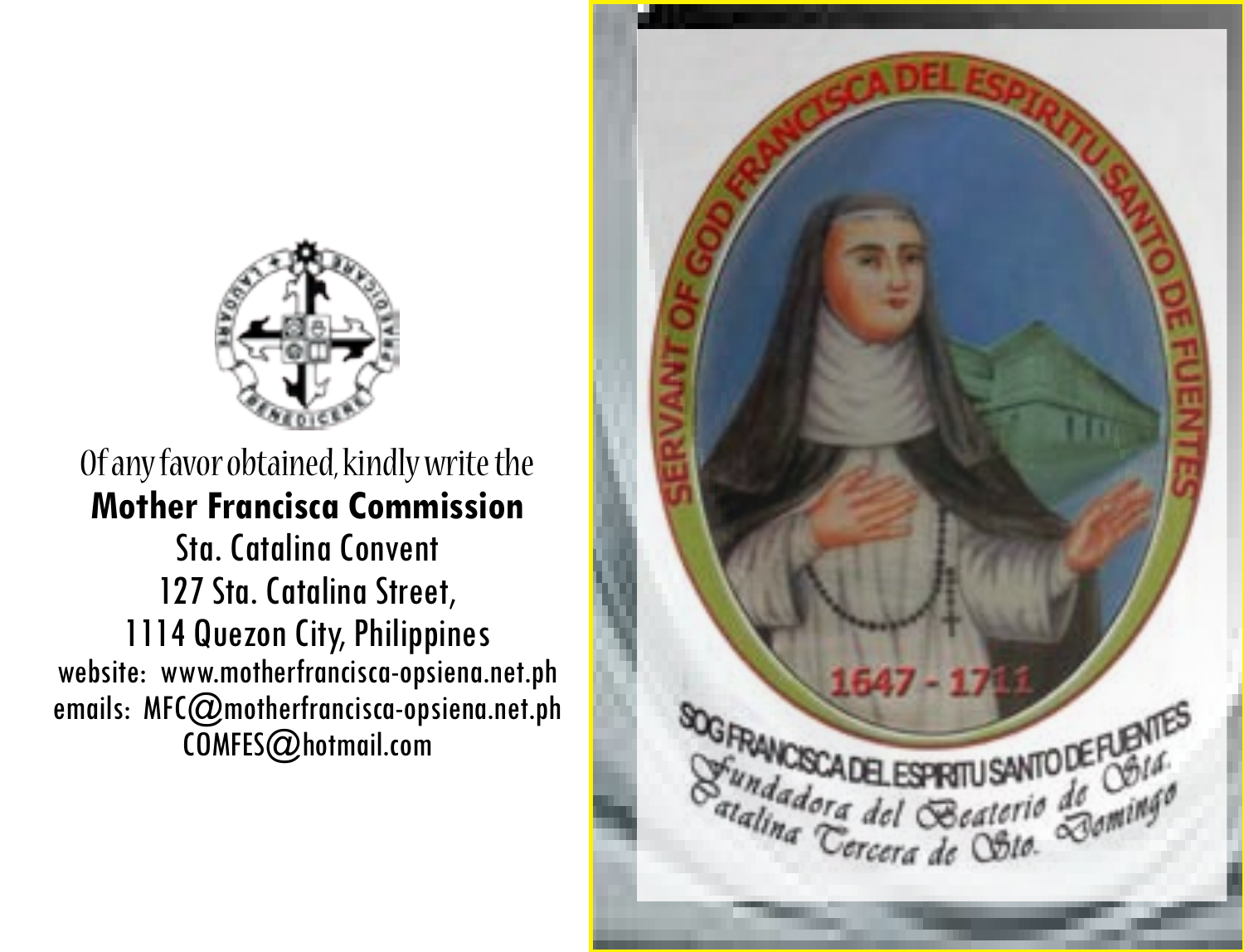Of any favor obtained, kindly write the

**Mother Francisca Commission**

Sta. Catalina Convent

127 Sta. Catalina Street,

1114 Quezon City, Philippines

website: www.motherfrancisca-opsiena.net.ph

emails: MFC@motherfrancisca-opsiena.net.ph

COMFES@hotmail.com

SERVANT OF GOD FRANCISCA DEL ESPIRITU SANTO DE FUENTES

1647 - 1711

SOG FRANCISCA DEL ESPIRITU SANTO DE FUENTES

*Fundadora del Beaterio de Sta. Catalina Tercera de Sto. Domingo*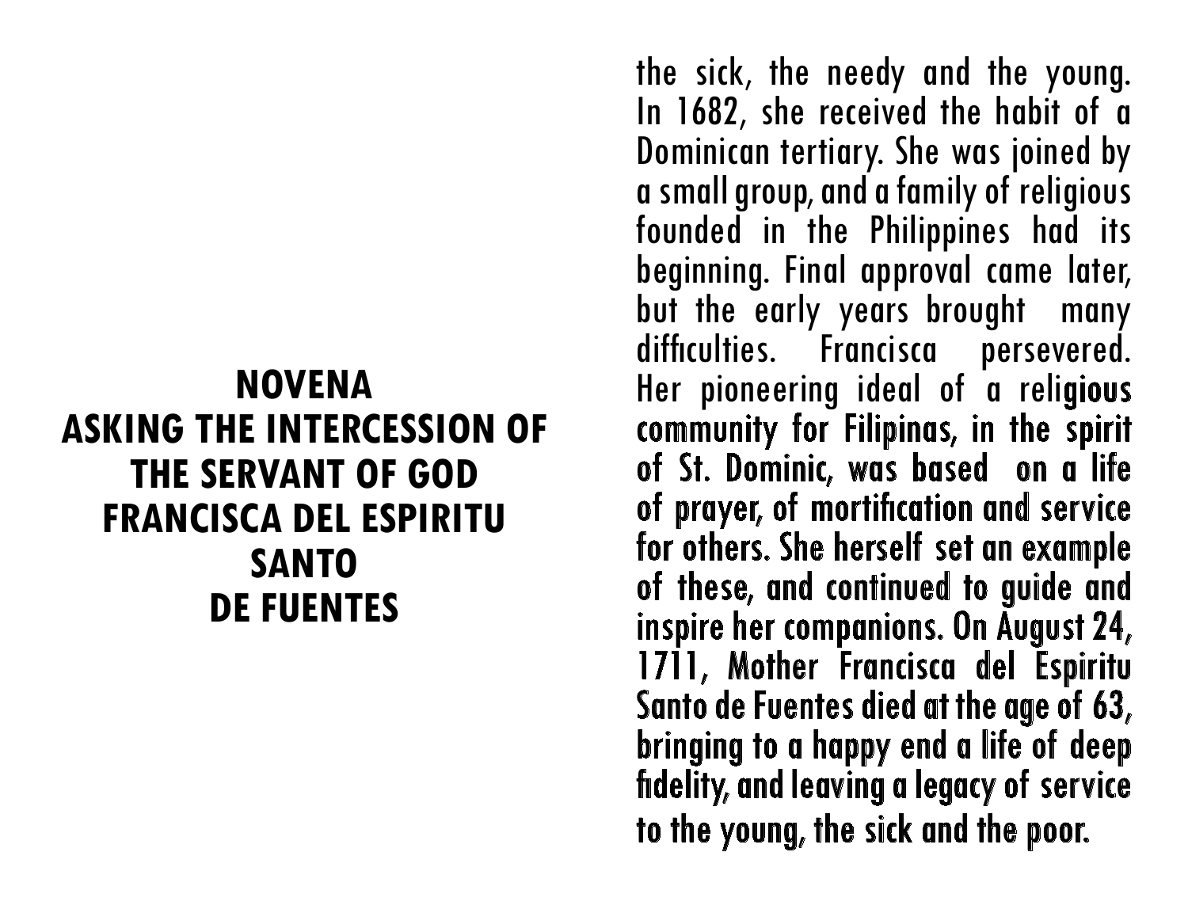# NOVENA ASKING THE INTERCESSION OF THE SERVANT OF GOD FRANCISCA DEL ESPIRITU SANTO DE FUENTES

the sick, the needy and the young. In 1682, she received the habit of a Dominican tertiary. She was joined by a small group, and a family of religious founded in the Philippines had its beginning. Final approval came later, but the early years brought many difficulties. Francisca persevered. Her pioneering ideal of a religious community for Filipinas, in the spirit of St. Dominic, was based on a life of prayer, of mortification and service for others. She herself set an example of these, and continued to guide and inspire her companions. On August 24, 1711, Mother Francisca del Espiritu Santo de Fuentes died at the age of 63, bringing to a happy end a life of deep fidelity, and leaving a legacy of service to the young, the sick and the poor.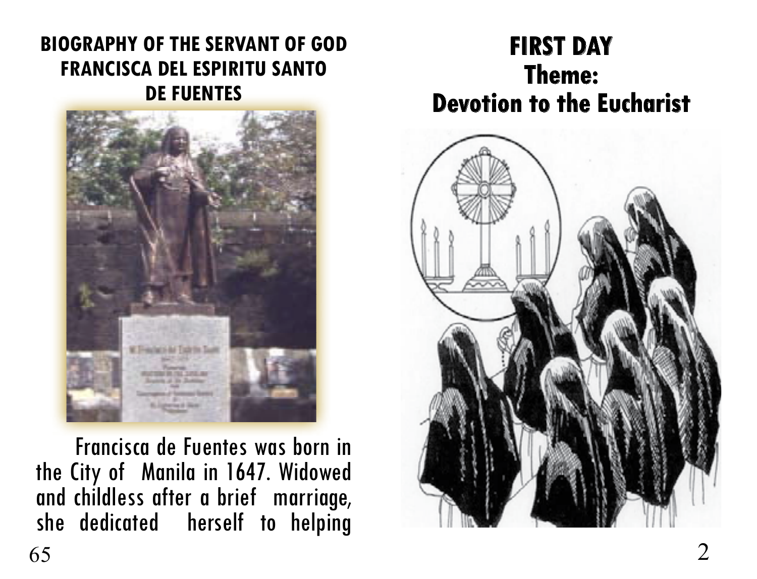**BIOGRAPHY OF THE SERVANT OF GOD FRANCISCA DEL ESPIRITU SANTO DE FUENTES**

Francisca de Fuentes was born in the City of Manila in 1647. Widowed and childless after a brief marriage, she dedicated herself to helping

# FIRST DAY

## Theme: Devotion to the Eucharist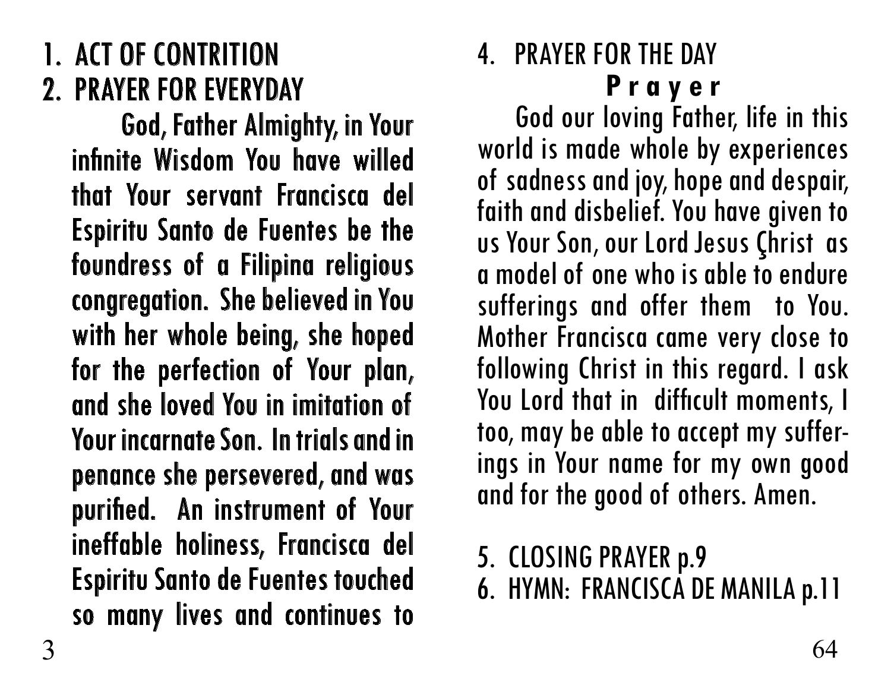1. ACT OF CONTRITION
2. PRAYER FOR EVERYDAY

God, Father Almighty, in Your infinite Wisdom You have willed that Your servant Francisca del Espiritu Santo de Fuentes be the foundress of a Filipina religious congregation. She believed in You with her whole being, she hoped for the perfection of Your plan, and she loved You in imitation of Your incarnate Son. In trials and in penance she persevered, and was purified. An instrument of Your ineffable holiness, Francisca del Espiritu Santo de Fuentes touched so many lives and continues to

4. PRAYER FOR THE DAY

**Prayer**

God our loving Father, life in this world is made whole by experiences of sadness and joy, hope and despair, faith and disbelief. You have given to us Your Son, our Lord Jesus Çhrist as a model of one who is able to endure sufferings and offer them to You. Mother Francisca came very close to following Christ in this regard. I ask You Lord that in difficult moments, I too, may be able to accept my sufferings in Your name for my own good and for the good of others. Amen.

5. CLOSING PRAYER p.9
6. HYMN: FRANCISCA DE MANILA p.11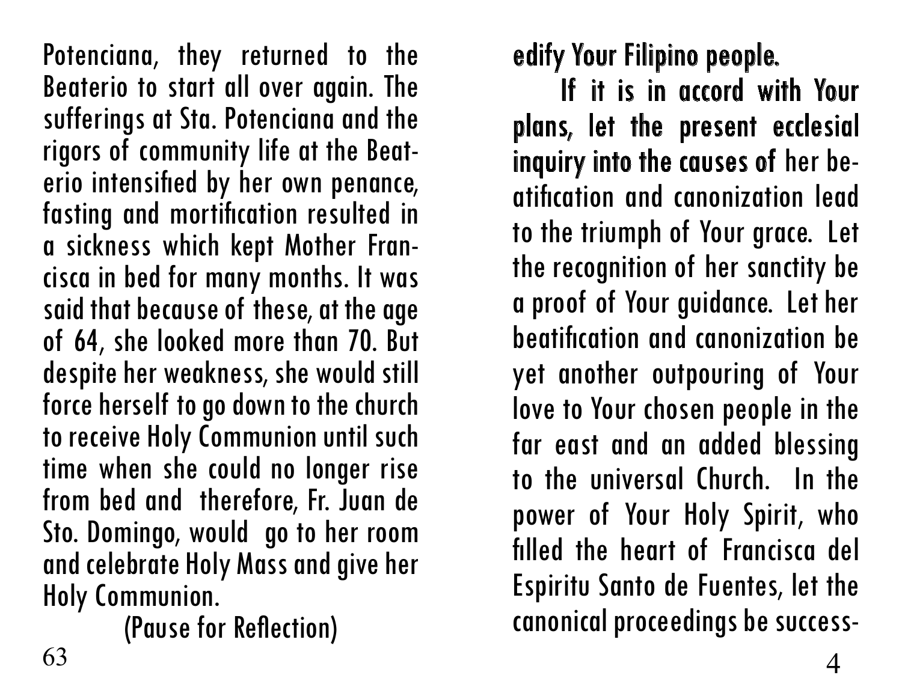Potenciana, they returned to the Beaterio to start all over again. The sufferings at Sta. Potenciana and the rigors of community life at the Beaterio intensified by her own penance, fasting and mortification resulted in a sickness which kept Mother Francisca in bed for many months. It was said that because of these, at the age of 64, she looked more than 70. But despite her weakness, she would still force herself to go down to the church to receive Holy Communion until such time when she could no longer rise from bed and therefore, Fr. Juan de Sto. Domingo, would go to her room and celebrate Holy Mass and give her Holy Communion.

(Pause for Reflection)

edify Your Filipino people.

If it is in accord with Your plans, let the present ecclesial inquiry into the causes of her beatification and canonization lead to the triumph of Your grace. Let the recognition of her sanctity be a proof of Your guidance. Let her beatification and canonization be yet another outpouring of Your love to Your chosen people in the far east and an added blessing to the universal Church. In the power of Your Holy Spirit, who filled the heart of Francisca del Espiritu Santo de Fuentes, let the canonical proceedings be success-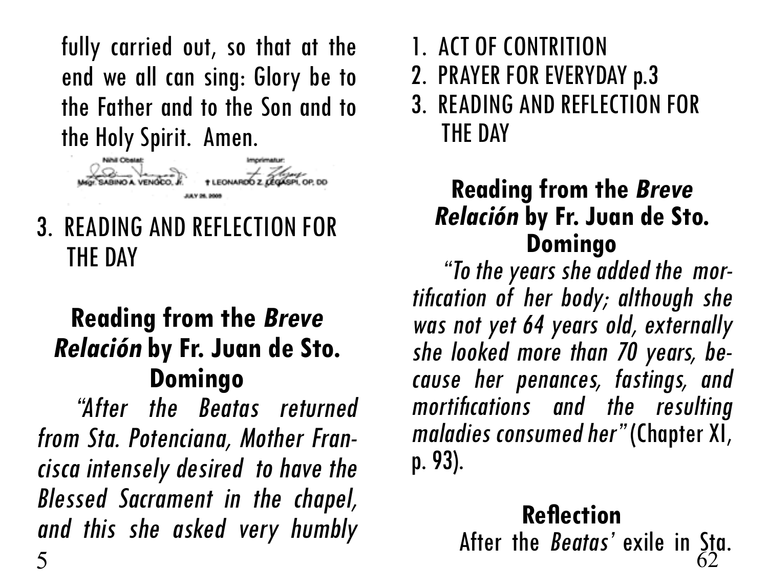fully carried out, so that at the end we all can sing: Glory be to the Father and to the Son and to the Holy Spirit. Amen.

Nihil Obstat: Msgr. SABINO A. VENGCO, Jr.  Imprimatur: † LEONARDO Z. LEGASPI, OP, DD  JULY 26, 2009

3. READING AND REFLECTION FOR THE DAY

### Reading from the *Breve Relación* by Fr. Juan de Sto. Domingo

*"After the Beatas returned from Sta. Potenciana, Mother Francisca intensely desired to have the Blessed Sacrament in the chapel, and this she asked very humbly*

1. ACT OF CONTRITION
2. PRAYER FOR EVERYDAY p.3
3. READING AND REFLECTION FOR THE DAY

### Reading from the *Breve Relación* by Fr. Juan de Sto. Domingo

*"To the years she added the mortification of her body; although she was not yet 64 years old, externally she looked more than 70 years, because her penances, fastings, and mortifications and the resulting maladies consumed her"* (Chapter XI, p. 93).

### Reflection

After the *Beatas'* exile in Sta.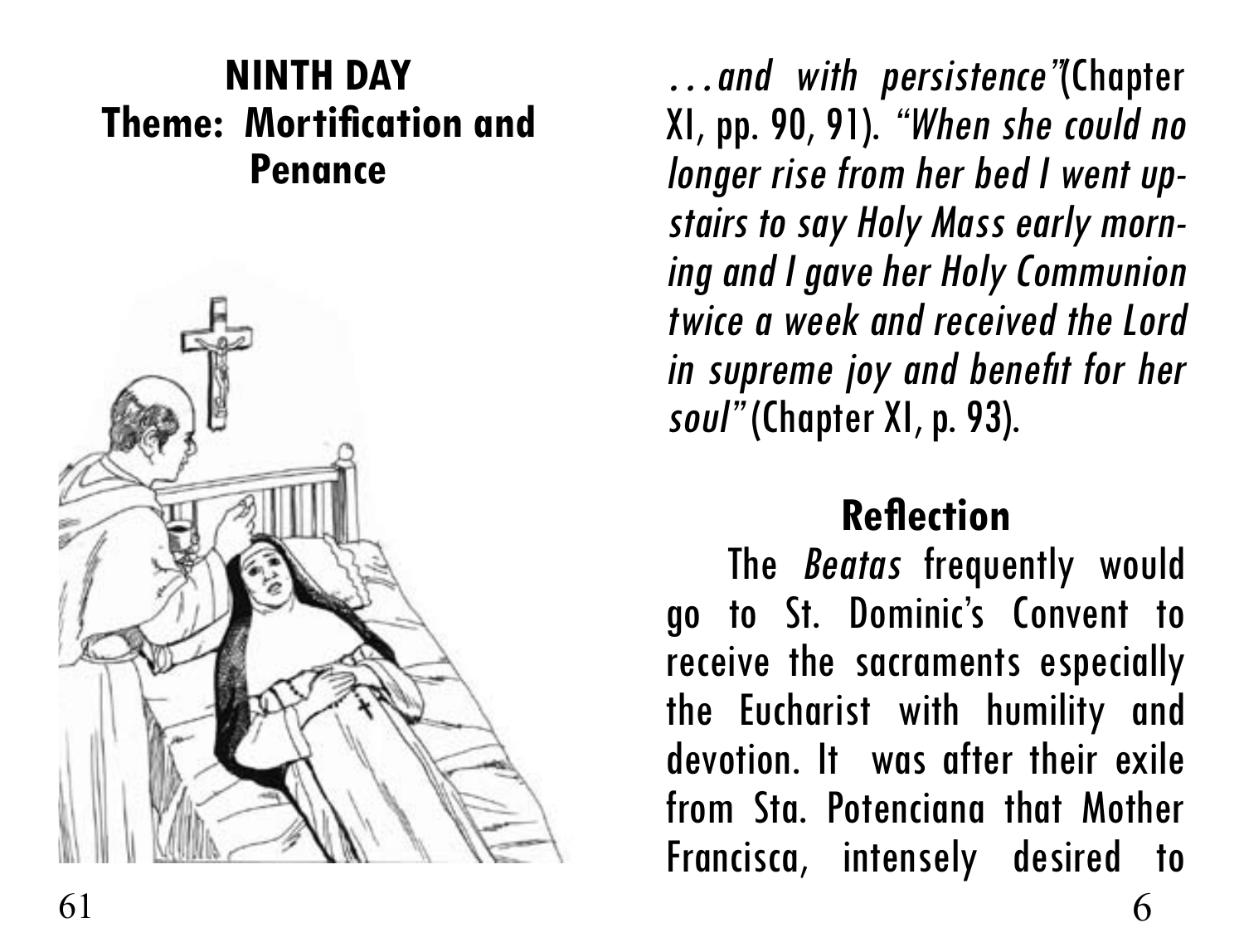## NINTH DAY
## Theme: Mortification and Penance

*…and with persistence"*(Chapter XI, pp. 90, 91). *"When she could no longer rise from her bed I went upstairs to say Holy Mass early morning and I gave her Holy Communion twice a week and received the Lord in supreme joy and benefit for her soul"* (Chapter XI, p. 93).

### Reflection

The *Beatas* frequently would go to St. Dominic's Convent to receive the sacraments especially the Eucharist with humility and devotion. It was after their exile from Sta. Potenciana that Mother Francisca, intensely desired to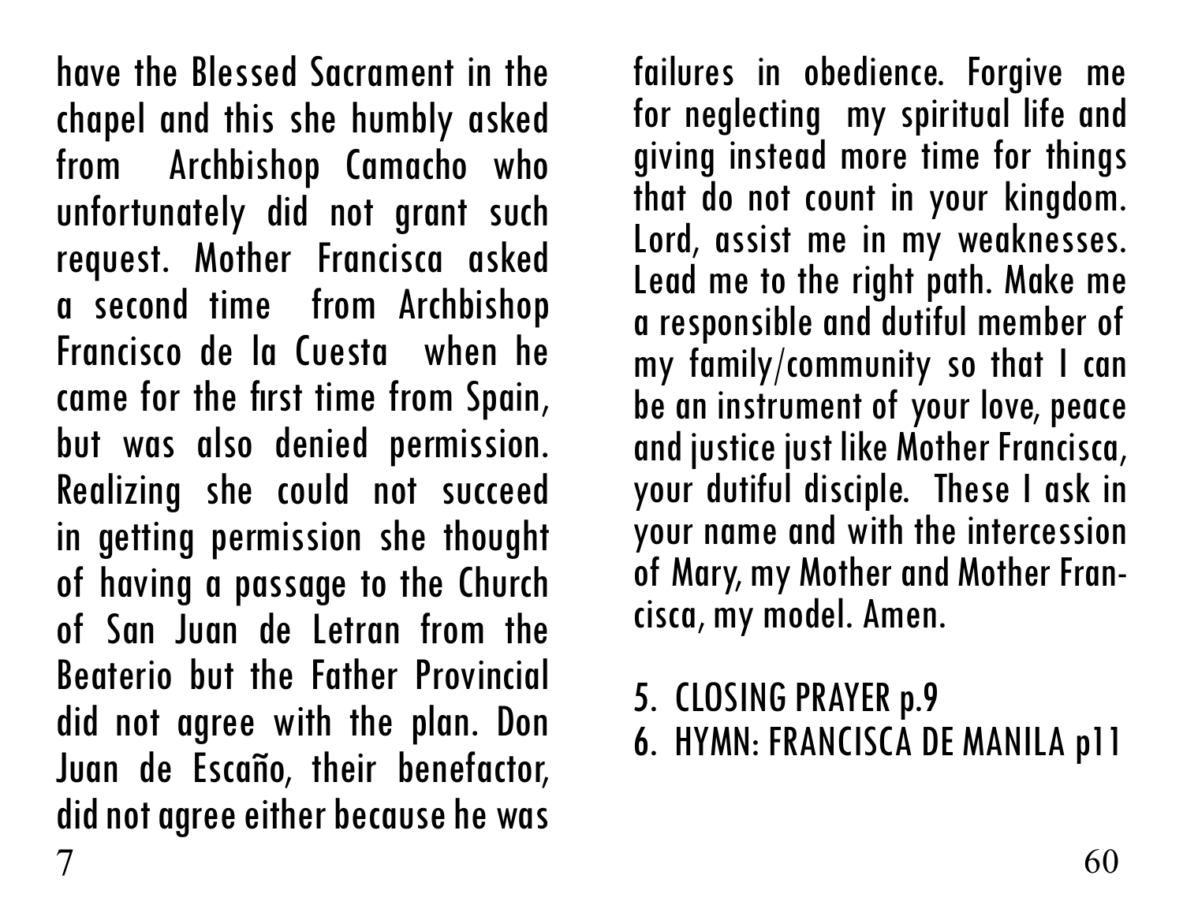have the Blessed Sacrament in the chapel and this she humbly asked from Archbishop Camacho who unfortunately did not grant such request. Mother Francisca asked a second time from Archbishop Francisco de la Cuesta when he came for the first time from Spain, but was also denied permission. Realizing she could not succeed in getting permission she thought of having a passage to the Church of San Juan de Letran from the Beaterio but the Father Provincial did not agree with the plan. Don Juan de Escaño, their benefactor, did not agree either because he was

failures in obedience. Forgive me for neglecting my spiritual life and giving instead more time for things that do not count in your kingdom. Lord, assist me in my weaknesses. Lead me to the right path. Make me a responsible and dutiful member of my family/community so that I can be an instrument of your love, peace and justice just like Mother Francisca, your dutiful disciple. These I ask in your name and with the intercession of Mary, my Mother and Mother Francisca, my model. Amen.

5. CLOSING PRAYER p.9
6. HYMN: FRANCISCA DE MANILA p11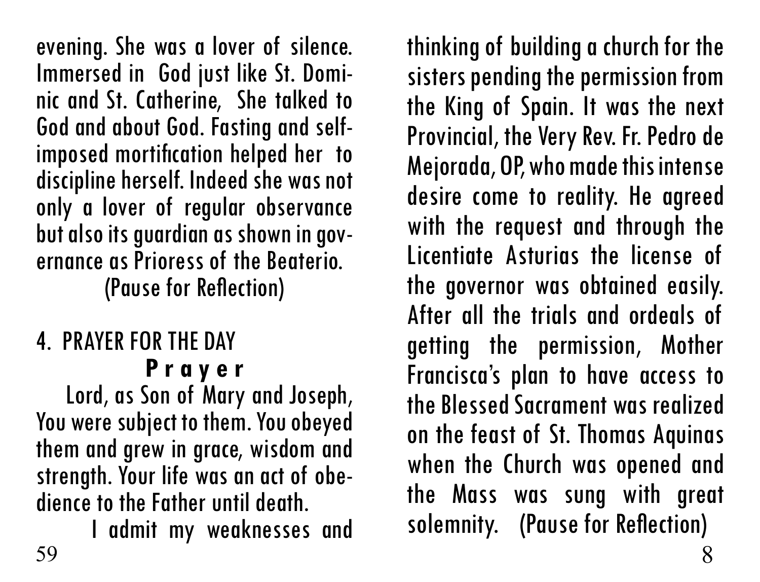evening. She was a lover of silence. Immersed in God just like St. Dominic and St. Catherine, She talked to God and about God. Fasting and self-imposed mortification helped her to discipline herself. Indeed she was not only a lover of regular observance but also its guardian as shown in governance as Prioress of the Beaterio.

(Pause for Reflection)

4. PRAYER FOR THE DAY

**Prayer**

Lord, as Son of Mary and Joseph, You were subject to them. You obeyed them and grew in grace, wisdom and strength. Your life was an act of obedience to the Father until death.

I admit my weaknesses and

thinking of building a church for the sisters pending the permission from the King of Spain. It was the next Provincial, the Very Rev. Fr. Pedro de Mejorada, OP, who made this intense desire come to reality. He agreed with the request and through the Licentiate Asturias the license of the governor was obtained easily. After all the trials and ordeals of getting the permission, Mother Francisca's plan to have access to the Blessed Sacrament was realized on the feast of St. Thomas Aquinas when the Church was opened and the Mass was sung with great solemnity. (Pause for Reflection)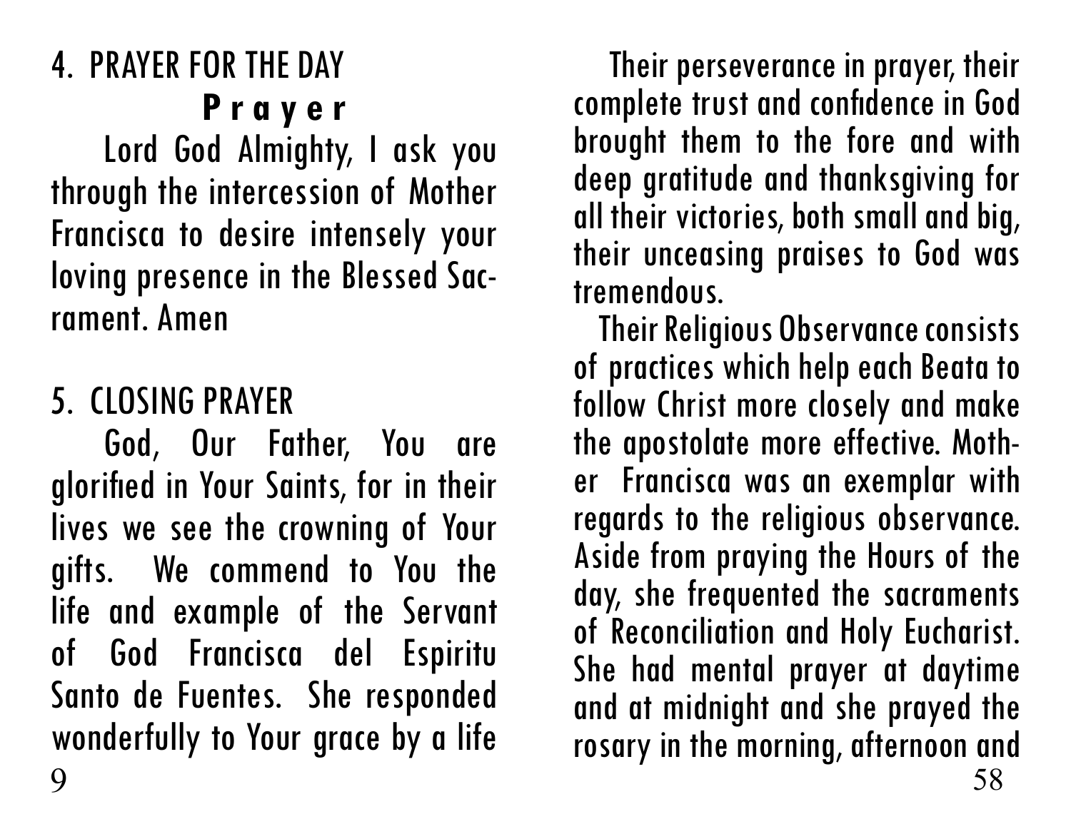## 4. PRAYER FOR THE DAY

**Prayer**

Lord God Almighty, I ask you through the intercession of Mother Francisca to desire intensely your loving presence in the Blessed Sacrament. Amen

## 5. CLOSING PRAYER

God, Our Father, You are glorified in Your Saints, for in their lives we see the crowning of Your gifts. We commend to You the life and example of the Servant of God Francisca del Espiritu Santo de Fuentes. She responded wonderfully to Your grace by a life

Their perseverance in prayer, their complete trust and confidence in God brought them to the fore and with deep gratitude and thanksgiving for all their victories, both small and big, their unceasing praises to God was tremendous.

Their Religious Observance consists of practices which help each Beata to follow Christ more closely and make the apostolate more effective. Mother Francisca was an exemplar with regards to the religious observance. Aside from praying the Hours of the day, she frequented the sacraments of Reconciliation and Holy Eucharist. She had mental prayer at daytime and at midnight and she prayed the rosary in the morning, afternoon and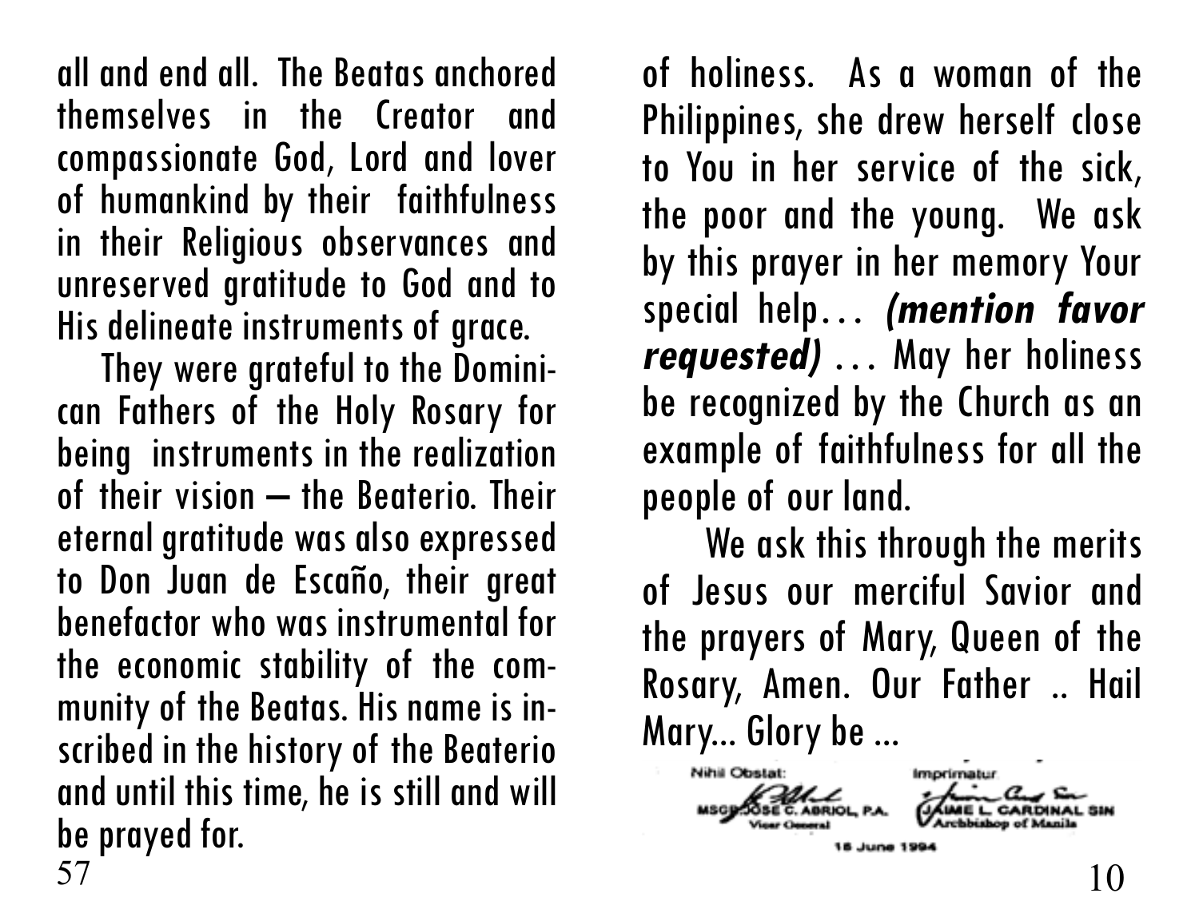all and end all. The Beatas anchored themselves in the Creator and compassionate God, Lord and lover of humankind by their faithfulness in their Religious observances and unreserved gratitude to God and to His delineate instruments of grace.

They were grateful to the Dominican Fathers of the Holy Rosary for being instruments in the realization of their vision – the Beaterio. Their eternal gratitude was also expressed to Don Juan de Escaño, their great benefactor who was instrumental for the economic stability of the community of the Beatas. His name is inscribed in the history of the Beaterio and until this time, he is still and will be prayed for.

of holiness. As a woman of the Philippines, she drew herself close to You in her service of the sick, the poor and the young. We ask by this prayer in her memory Your special help… ***(mention favor requested)*** … May her holiness be recognized by the Church as an example of faithfulness for all the people of our land.

We ask this through the merits of Jesus our merciful Savior and the prayers of Mary, Queen of the Rosary, Amen. Our Father .. Hail Mary... Glory be ...

Nihil Obstat:
MSGR. JOSE C. ABRIOL, P.A.
Vicar General

Imprimatur:
JAIME L. CARDINAL SIN
Archbishop of Manila

16 June 1994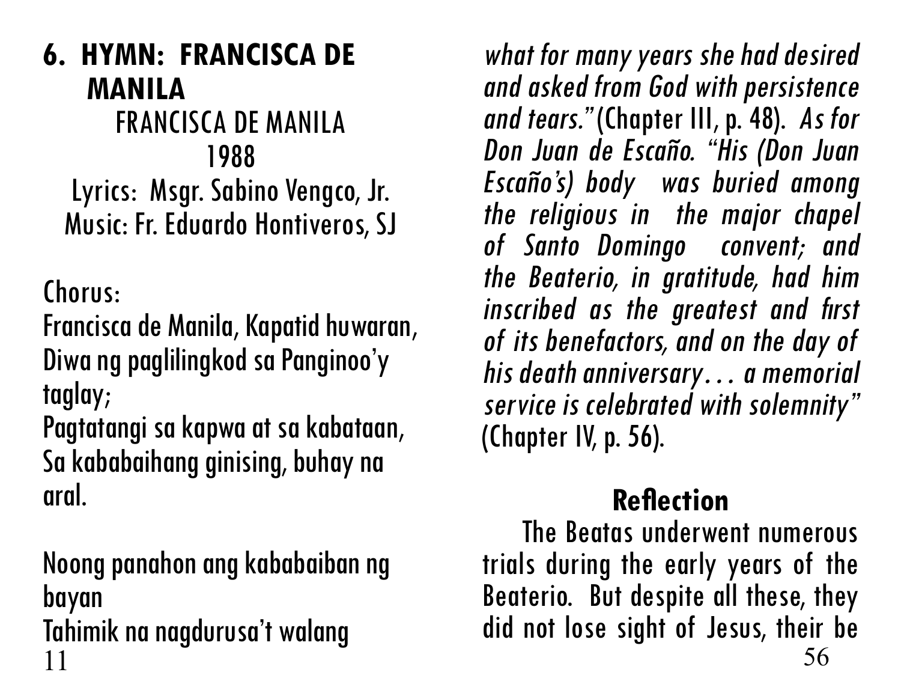## 6. HYMN: FRANCISCA DE MANILA

FRANCISCA DE MANILA
1988
Lyrics: Msgr. Sabino Vengco, Jr.
Music: Fr. Eduardo Hontiveros, SJ

Chorus:
Francisca de Manila, Kapatid huwaran,
Diwa ng paglilingkod sa Panginoo'y taglay;
Pagtatangi sa kapwa at sa kabataan,
Sa kababaihang ginising, buhay na aral.

Noong panahon ang kababaiban ng bayan
Tahimik na nagdurusa't walang

*what for many years she had desired and asked from God with persistence and tears."* (Chapter III, p. 48). *As for Don Juan de Escaño. "His (Don Juan Escaño's) body was buried among the religious in the major chapel of Santo Domingo convent; and the Beaterio, in gratitude, had him inscribed as the greatest and first of its benefactors, and on the day of his death anniversary… a memorial service is celebrated with solemnity"* (Chapter IV, p. 56).

### Reflection

The Beatas underwent numerous trials during the early years of the Beaterio. But despite all these, they did not lose sight of Jesus, their be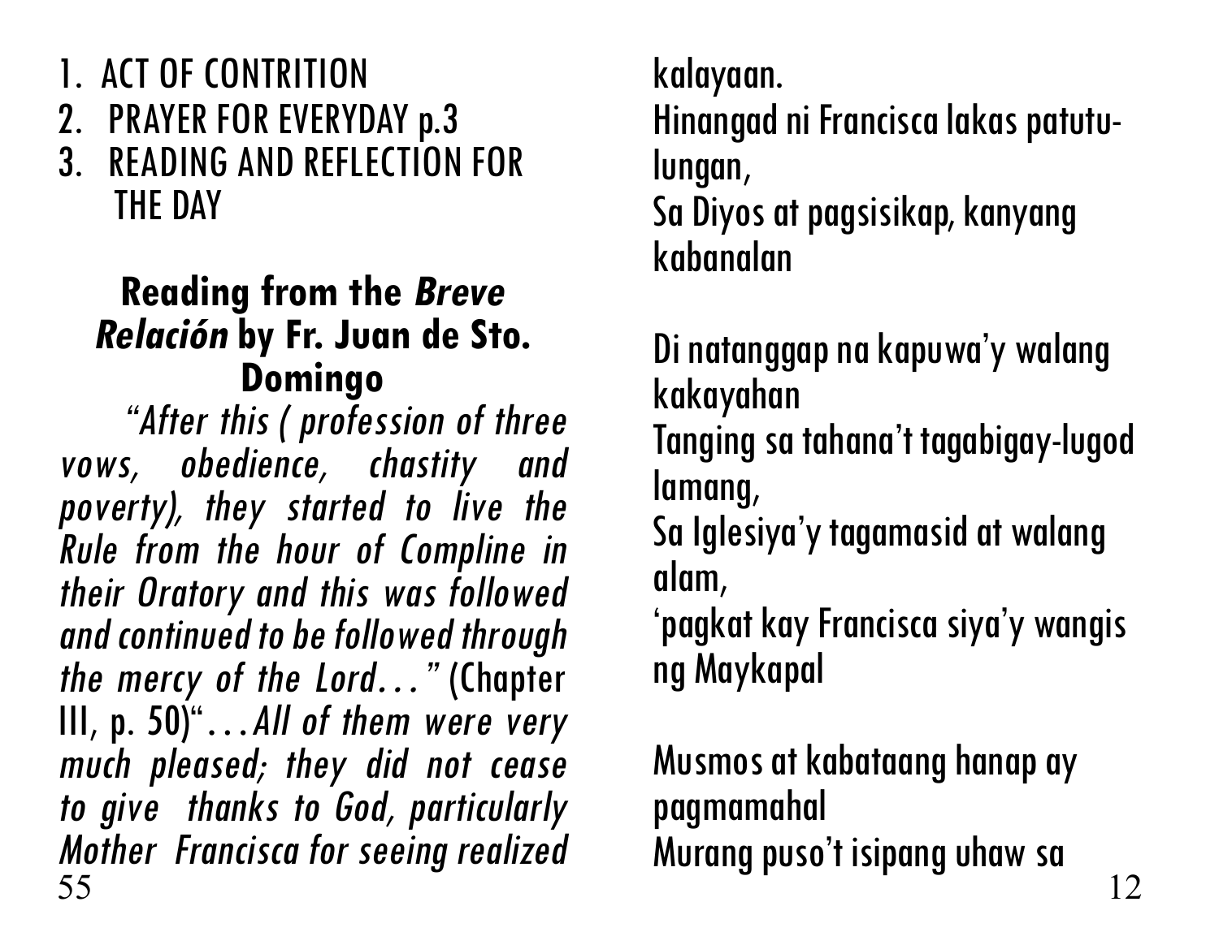1. ACT OF CONTRITION
2. PRAYER FOR EVERYDAY p.3
3. READING AND REFLECTION FOR THE DAY

### Reading from the *Breve Relación* by Fr. Juan de Sto. Domingo

*"After this ( profession of three vows, obedience, chastity and poverty), they started to live the Rule from the hour of Compline in their Oratory and this was followed and continued to be followed through the mercy of the Lord…"* (Chapter III, p. 50)"*…All of them were very much pleased; they did not cease to give thanks to God, particularly Mother Francisca for seeing realized*

kalayaan.
Hinangad ni Francisca lakas patutulungan,
Sa Diyos at pagsisikap, kanyang kabanalan

Di natanggap na kapuwa'y walang kakayahan
Tanging sa tahana't tagabigay-lugod lamang,
Sa Iglesiya'y tagamasid at walang alam,
'pagkat kay Francisca siya'y wangis ng Maykapal

Musmos at kabataang hanap ay pagmamahal
Murang puso't isipang uhaw sa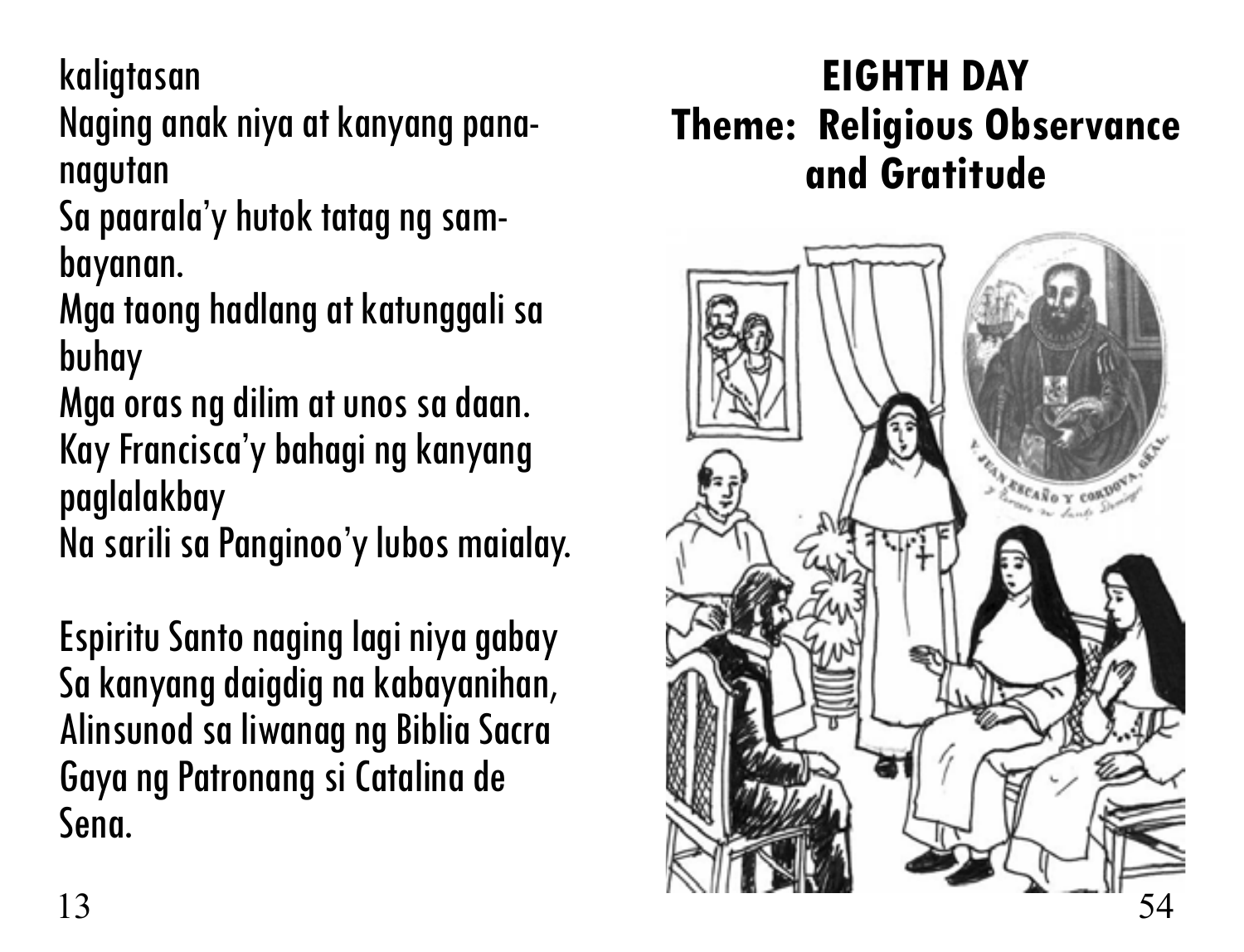kaligtasan
Naging anak niya at kanyang pana-nagutan
Sa paarala'y hutok tatag ng sam-bayanan.
Mga taong hadlang at katunggali sa buhay
Mga oras ng dilim at unos sa daan.
Kay Francisca'y bahagi ng kanyang paglalakbay
Na sarili sa Panginoo'y lubos maialay.

Espiritu Santo naging lagi niya gabay
Sa kanyang daigdig na kabayanihan,
Alinsunod sa liwanag ng Biblia Sacra
Gaya ng Patronang si Catalina de Sena.

# EIGHTH DAY
## Theme: Religious Observance and Gratitude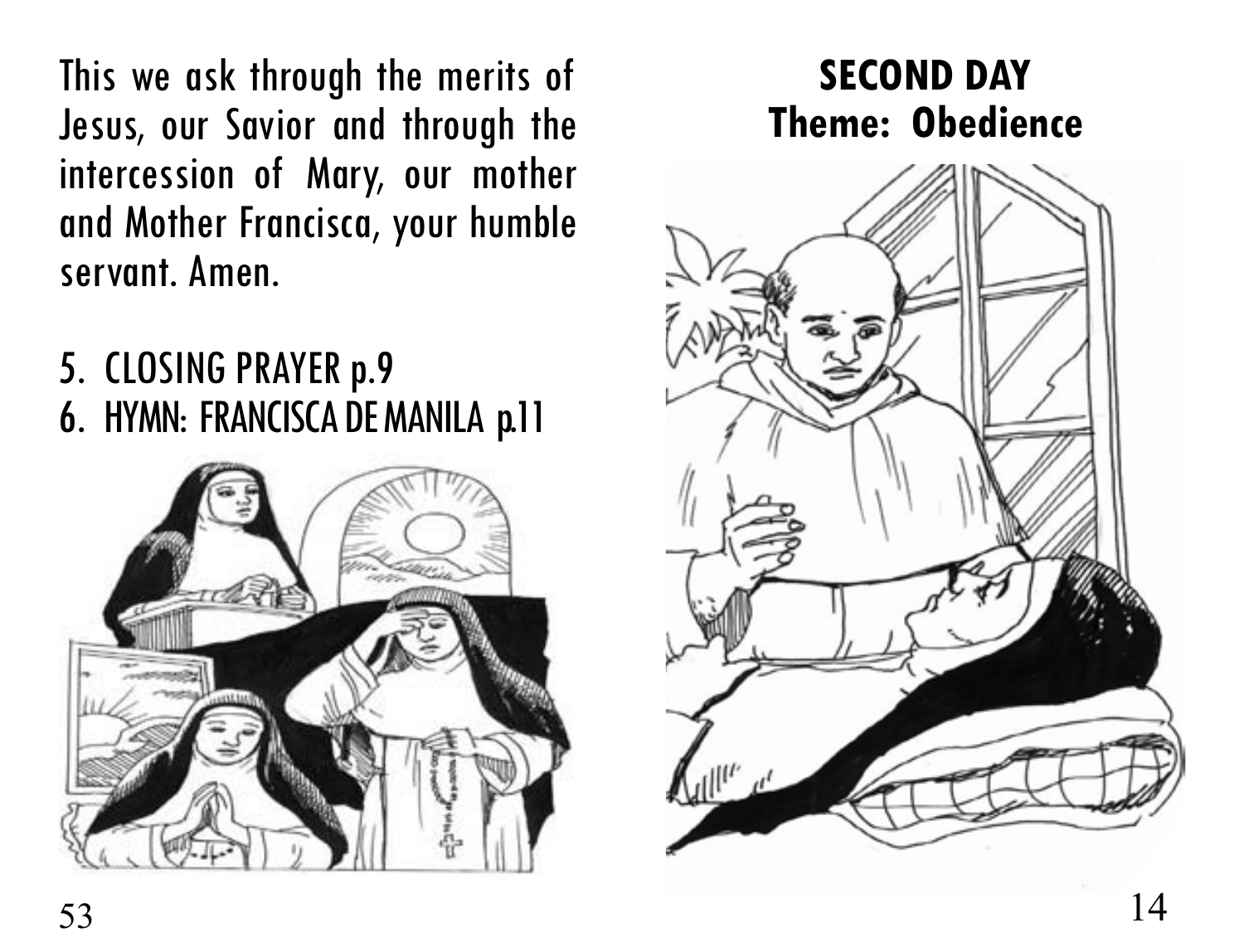This we ask through the merits of Jesus, our Savior and through the intercession of Mary, our mother and Mother Francisca, your humble servant. Amen.

5. CLOSING PRAYER p.9
6. HYMN: FRANCISCA DE MANILA p.11

## SECOND DAY
## Theme: Obedience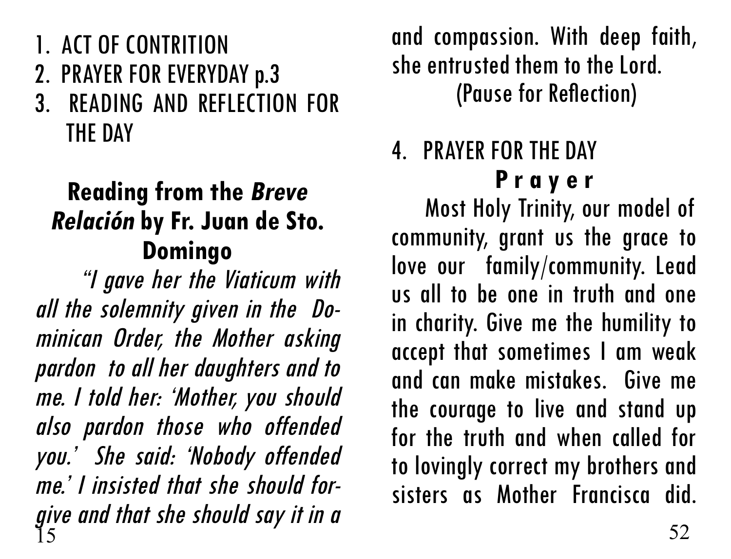1. ACT OF CONTRITION
2. PRAYER FOR EVERYDAY p.3
3. READING AND REFLECTION FOR THE DAY

**Reading from the *Breve Relación* by Fr. Juan de Sto. Domingo**

*"I gave her the Viaticum with all the solemnity given in the Dominican Order, the Mother asking pardon to all her daughters and to me. I told her: 'Mother, you should also pardon those who offended you.' She said: 'Nobody offended me.' I insisted that she should forgive and that she should say it in a*

and compassion. With deep faith, she entrusted them to the Lord.

(Pause for Reflection)

4. PRAYER FOR THE DAY

**Prayer**

Most Holy Trinity, our model of community, grant us the grace to love our family/community. Lead us all to be one in truth and one in charity. Give me the humility to accept that sometimes I am weak and can make mistakes. Give me the courage to live and stand up for the truth and when called for to lovingly correct my brothers and sisters as Mother Francisca did.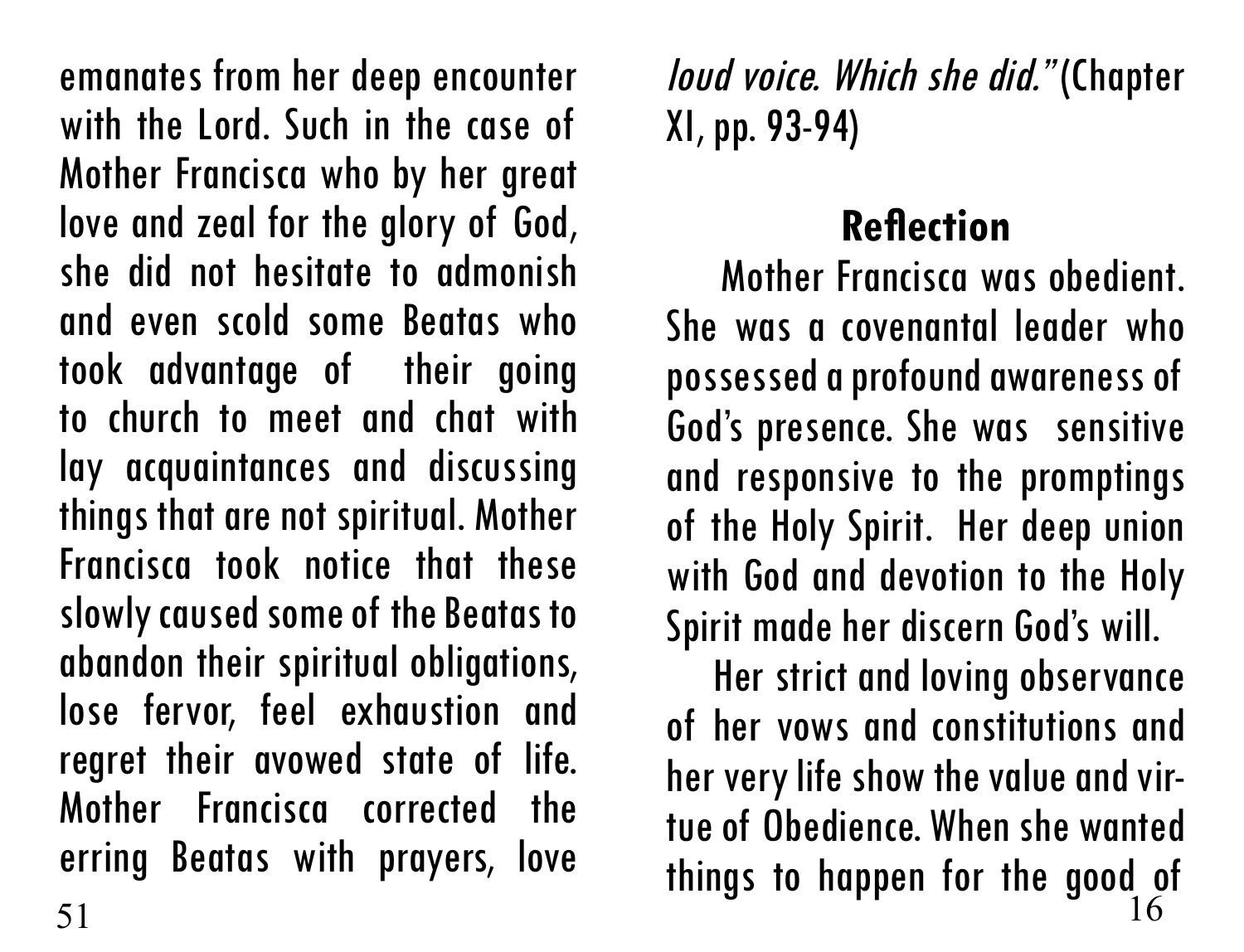emanates from her deep encounter with the Lord. Such in the case of Mother Francisca who by her great love and zeal for the glory of God, she did not hesitate to admonish and even scold some Beatas who took advantage of their going to church to meet and chat with lay acquaintances and discussing things that are not spiritual. Mother Francisca took notice that these slowly caused some of the Beatas to abandon their spiritual obligations, lose fervor, feel exhaustion and regret their avowed state of life. Mother Francisca corrected the erring Beatas with prayers, love

*loud voice. Which she did."* (Chapter XI, pp. 93-94)

## Reflection

Mother Francisca was obedient. She was a covenantal leader who possessed a profound awareness of God's presence. She was sensitive and responsive to the promptings of the Holy Spirit. Her deep union with God and devotion to the Holy Spirit made her discern God's will.

Her strict and loving observance of her vows and constitutions and her very life show the value and virtue of Obedience. When she wanted things to happen for the good of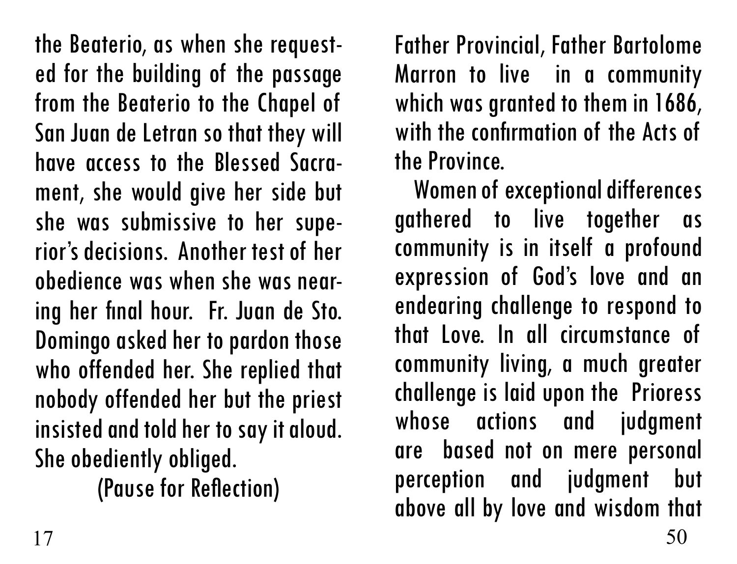the Beaterio, as when she requested for the building of the passage from the Beaterio to the Chapel of San Juan de Letran so that they will have access to the Blessed Sacrament, she would give her side but she was submissive to her superior's decisions. Another test of her obedience was when she was nearing her final hour. Fr. Juan de Sto. Domingo asked her to pardon those who offended her. She replied that nobody offended her but the priest insisted and told her to say it aloud. She obediently obliged.

(Pause for Reflection)

Father Provincial, Father Bartolome Marron to live in a community which was granted to them in 1686, with the confirmation of the Acts of the Province.

Women of exceptional differences gathered to live together as community is in itself a profound expression of God's love and an endearing challenge to respond to that Love. In all circumstance of community living, a much greater challenge is laid upon the Prioress whose actions and judgment are based not on mere personal perception and judgment but above all by love and wisdom that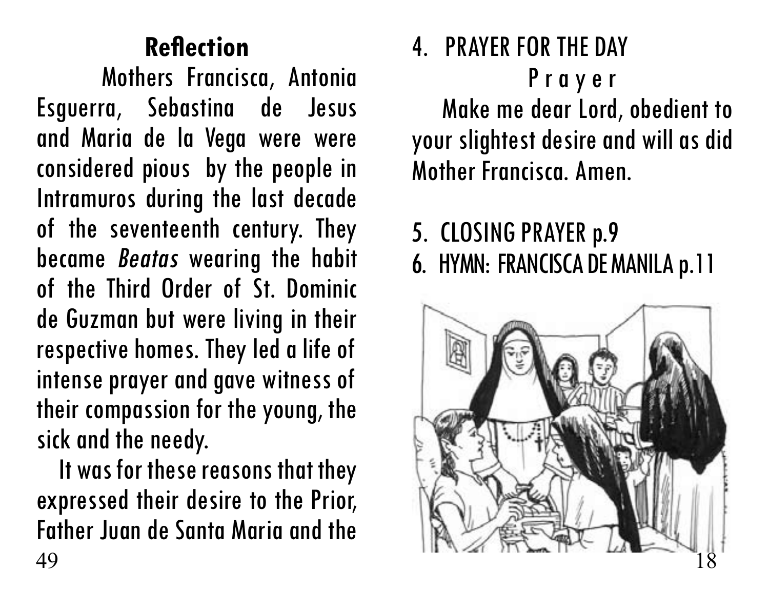## Reflection

Mothers Francisca, Antonia Esguerra, Sebastina de Jesus and Maria de la Vega were were considered pious by the people in Intramuros during the last decade of the seventeenth century. They became *Beatas* wearing the habit of the Third Order of St. Dominic de Guzman but were living in their respective homes. They led a life of intense prayer and gave witness of their compassion for the young, the sick and the needy.

It was for these reasons that they expressed their desire to the Prior, Father Juan de Santa Maria and the

4. PRAYER FOR THE DAY

### P r a y e r

Make me dear Lord, obedient to your slightest desire and will as did Mother Francisca. Amen.

5. CLOSING PRAYER p.9
6. HYMN: FRANCISCA DE MANILA p.11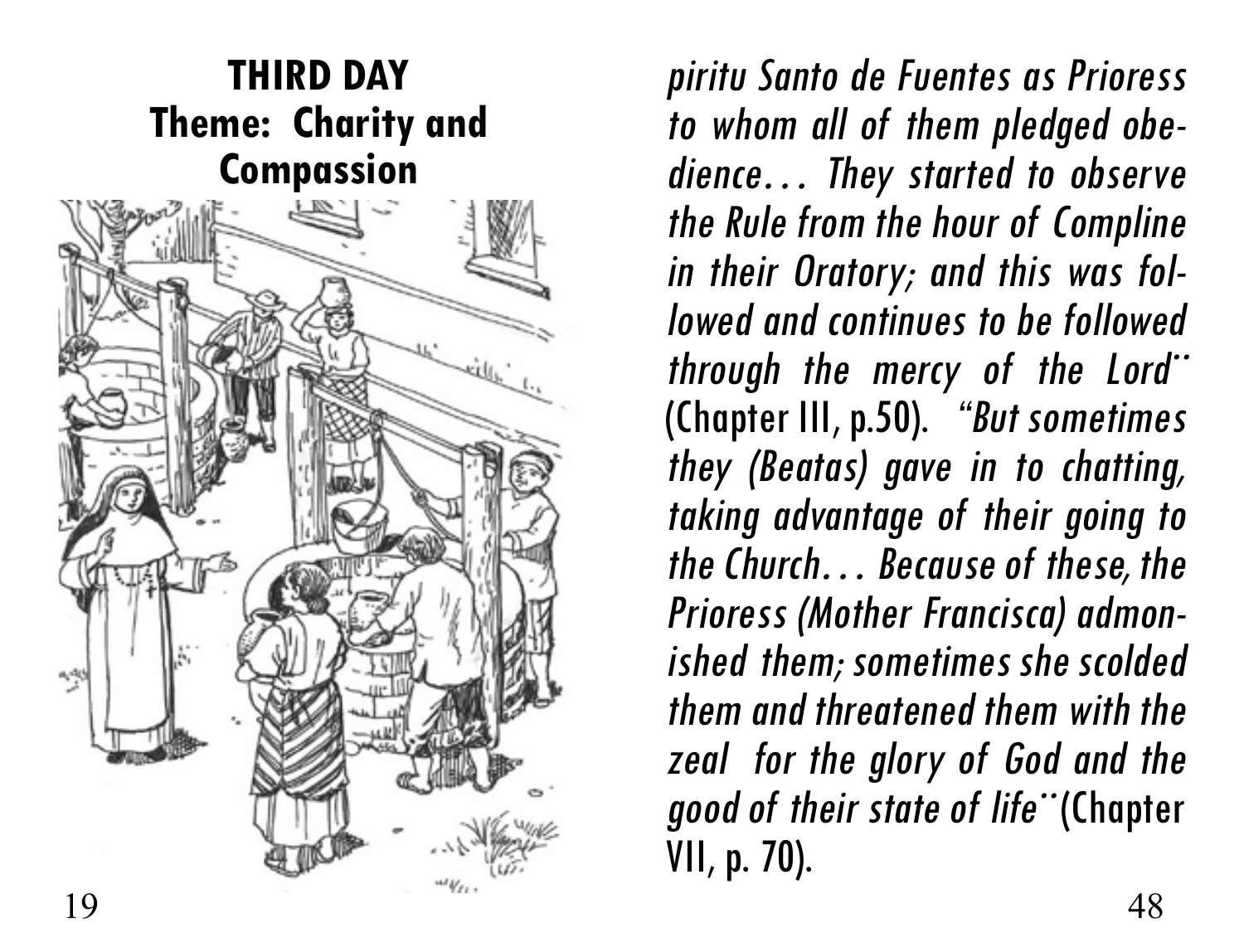**THIRD DAY**
**Theme: Charity and Compassion**

*piritu Santo de Fuentes as Prioress to whom all of them pledged obedience… They started to observe the Rule from the hour of Compline in their Oratory; and this was followed and continues to be followed through the mercy of the Lord¨* (Chapter III, p.50). *"But sometimes they (Beatas) gave in to chatting, taking advantage of their going to the Church… Because of these, the Prioress (Mother Francisca) admonished them; sometimes she scolded them and threatened them with the zeal for the glory of God and the good of their state of life¨* (Chapter VII, p. 70).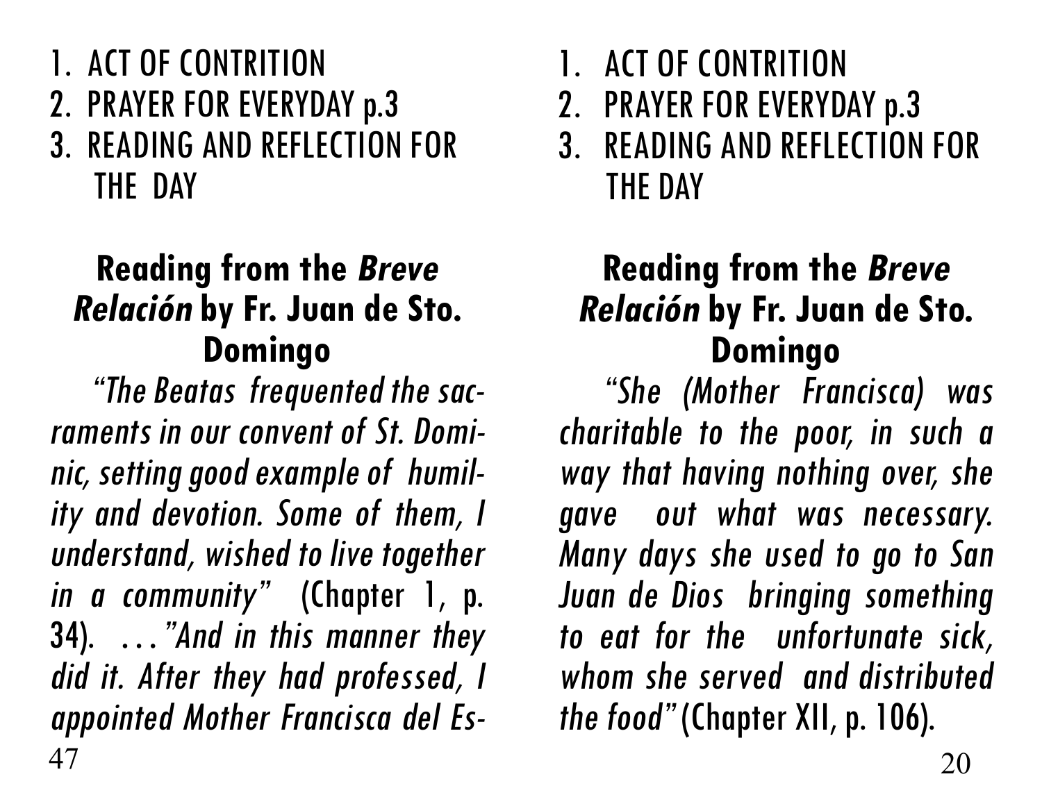1. ACT OF CONTRITION
2. PRAYER FOR EVERYDAY p.3
3. READING AND REFLECTION FOR THE DAY

**Reading from the *Breve Relación* by Fr. Juan de Sto. Domingo**

*"The Beatas frequented the sacraments in our convent of St. Dominic, setting good example of humility and devotion. Some of them, I understand, wished to live together in a community"* (Chapter 1, p. 34). . . *"And in this manner they did it. After they had professed, I appointed Mother Francisca del Es-*

1. ACT OF CONTRITION
2. PRAYER FOR EVERYDAY p.3
3. READING AND REFLECTION FOR THE DAY

**Reading from the *Breve Relación* by Fr. Juan de Sto. Domingo**

*"She (Mother Francisca) was charitable to the poor, in such a way that having nothing over, she gave out what was necessary. Many days she used to go to San Juan de Dios bringing something to eat for the unfortunate sick, whom she served and distributed the food"* (Chapter XII, p. 106).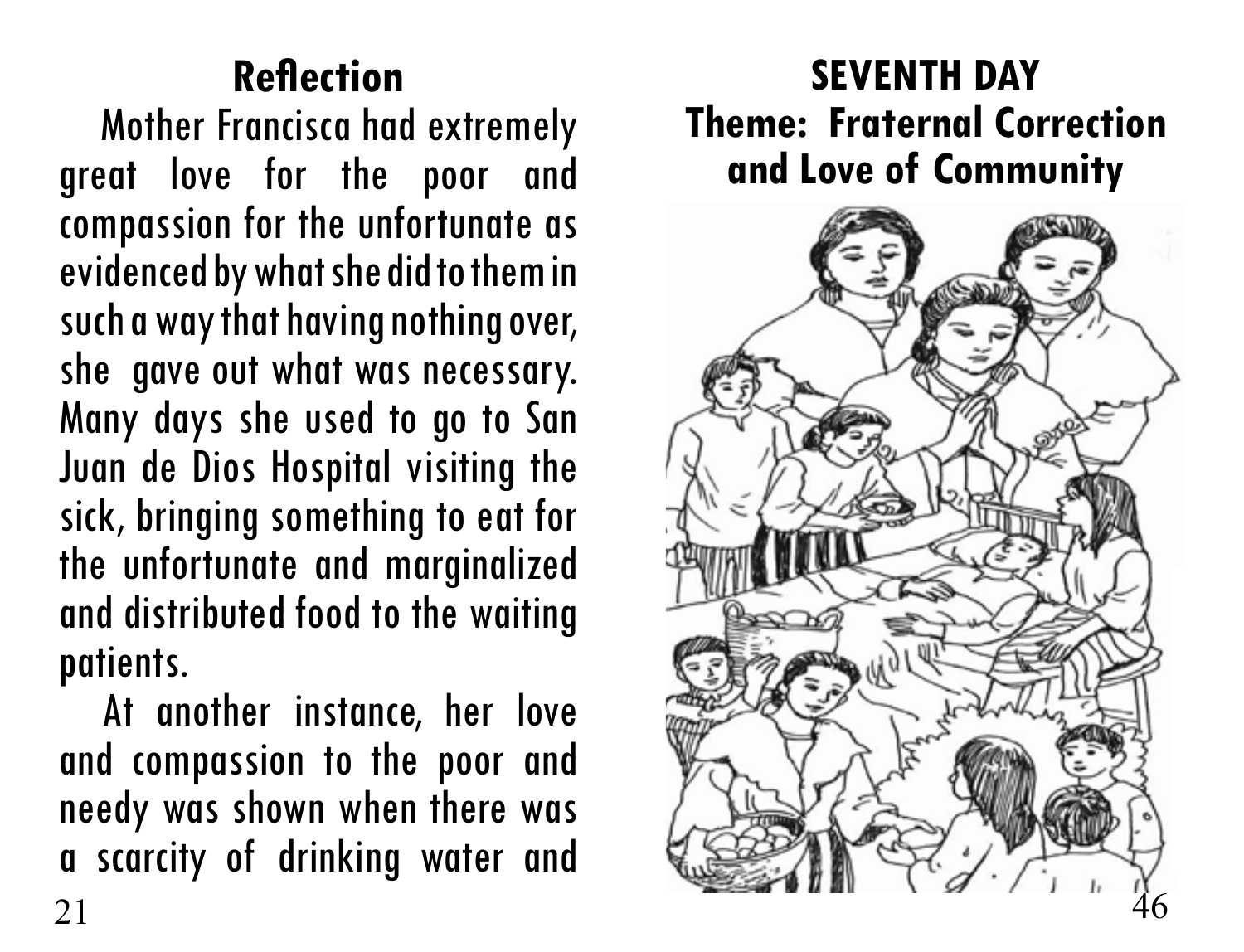## Reflection

Mother Francisca had extremely great love for the poor and compassion for the unfortunate as evidenced by what she did to them in such a way that having nothing over, she gave out what was necessary. Many days she used to go to San Juan de Dios Hospital visiting the sick, bringing something to eat for the unfortunate and marginalized and distributed food to the waiting patients.

At another instance, her love and compassion to the poor and needy was shown when there was a scarcity of drinking water and

## SEVENTH DAY

### Theme: Fraternal Correction and Love of Community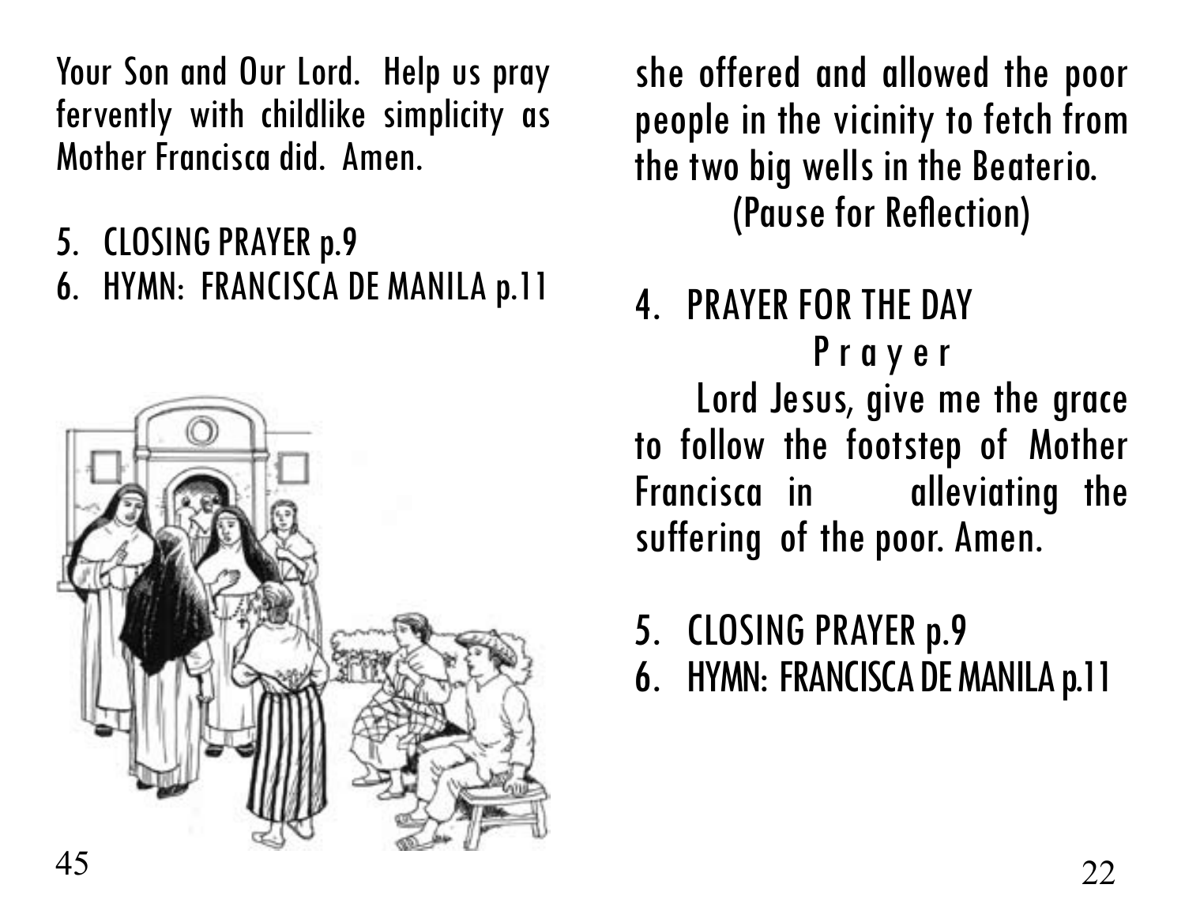Your Son and Our Lord. Help us pray fervently with childlike simplicity as Mother Francisca did. Amen.

5. CLOSING PRAYER p.9
6. HYMN: FRANCISCA DE MANILA p.11

she offered and allowed the poor people in the vicinity to fetch from the two big wells in the Beaterio.

(Pause for Reflection)

4. PRAYER FOR THE DAY

Prayer

Lord Jesus, give me the grace to follow the footstep of Mother Francisca in alleviating the suffering of the poor. Amen.

5. CLOSING PRAYER p.9
6. HYMN: FRANCISCA DE MANILA p.11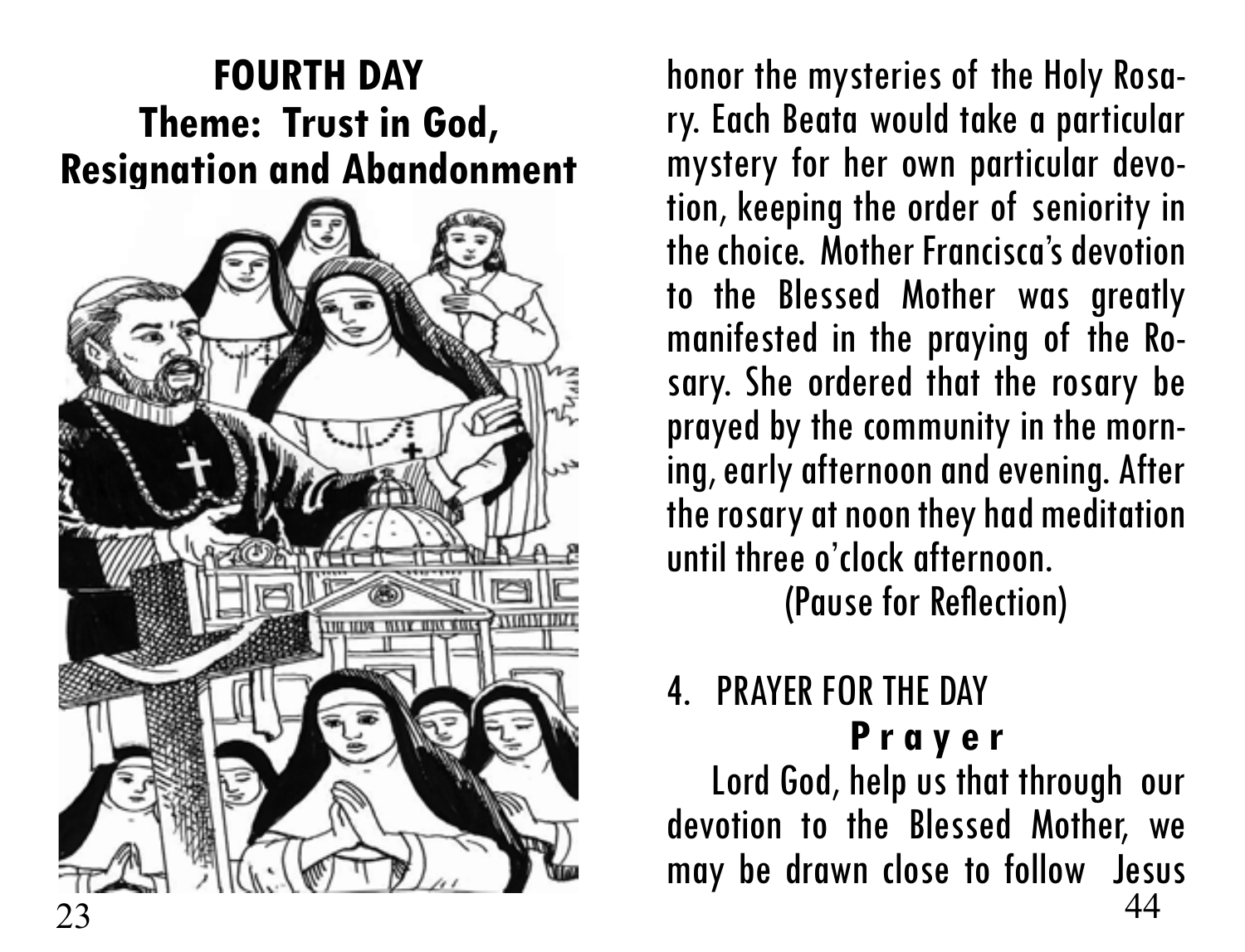## FOURTH DAY
## Theme: Trust in God, Resignation and Abandonment

honor the mysteries of the Holy Rosary. Each Beata would take a particular mystery for her own particular devotion, keeping the order of seniority in the choice. Mother Francisca's devotion to the Blessed Mother was greatly manifested in the praying of the Rosary. She ordered that the rosary be prayed by the community in the morning, early afternoon and evening. After the rosary at noon they had meditation until three o'clock afternoon.

(Pause for Reflection)

4. PRAYER FOR THE DAY

**Prayer**

Lord God, help us that through our devotion to the Blessed Mother, we may be drawn close to follow Jesus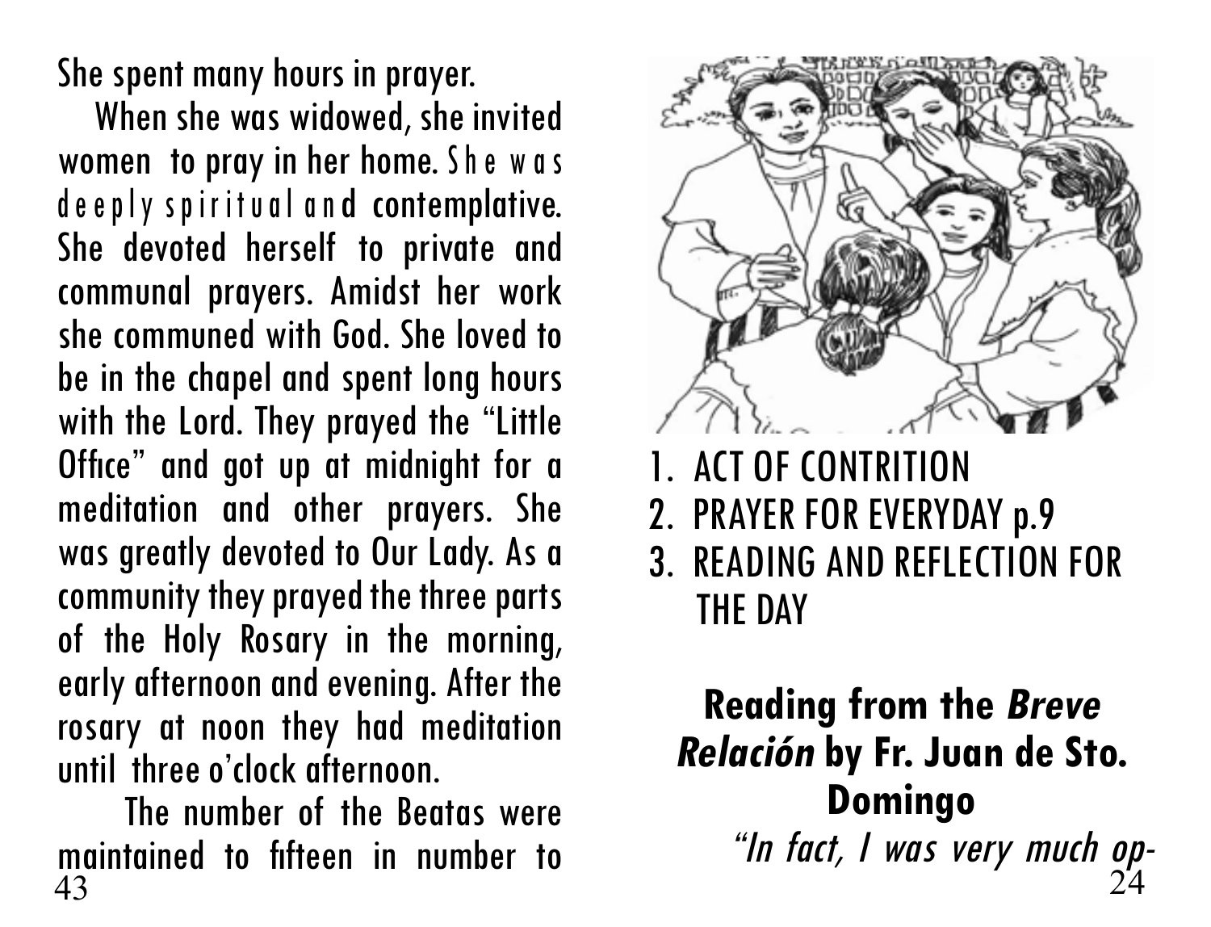She spent many hours in prayer.

When she was widowed, she invited women to pray in her home. She was deeply spiritual and contemplative. She devoted herself to private and communal prayers. Amidst her work she communed with God. She loved to be in the chapel and spent long hours with the Lord. They prayed the "Little Office" and got up at midnight for a meditation and other prayers. She was greatly devoted to Our Lady. As a community they prayed the three parts of the Holy Rosary in the morning, early afternoon and evening. After the rosary at noon they had meditation until three o'clock afternoon.

The number of the Beatas were maintained to fifteen in number to

1. ACT OF CONTRITION
2. PRAYER FOR EVERYDAY p.9
3. READING AND REFLECTION FOR THE DAY

**Reading from the *Breve Relación* by Fr. Juan de Sto. Domingo**

*"In fact, I was very much op-*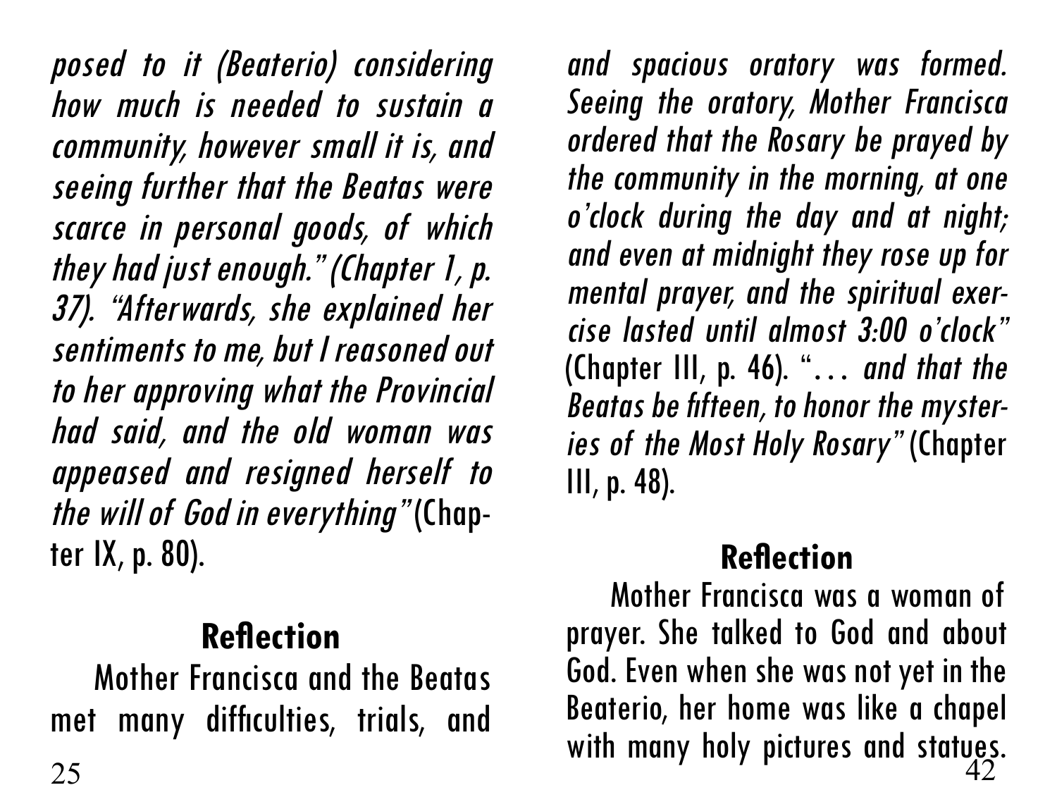*posed to it (Beaterio) considering how much is needed to sustain a community, however small it is, and seeing further that the Beatas were scarce in personal goods, of which they had just enough." (Chapter 1, p. 37). "Afterwards, she explained her sentiments to me, but I reasoned out to her approving what the Provincial had said, and the old woman was appeased and resigned herself to the will of God in everything"* (Chapter IX, p. 80).

## Reflection

Mother Francisca and the Beatas met many difficulties, trials, and

*and spacious oratory was formed. Seeing the oratory, Mother Francisca ordered that the Rosary be prayed by the community in the morning, at one o'clock during the day and at night; and even at midnight they rose up for mental prayer, and the spiritual exercise lasted until almost 3:00 o'clock"* (Chapter III, p. 46). "... *and that the Beatas be fifteen, to honor the mysteries of the Most Holy Rosary"* (Chapter III, p. 48).

## Reflection

Mother Francisca was a woman of prayer. She talked to God and about God. Even when she was not yet in the Beaterio, her home was like a chapel with many holy pictures and statues.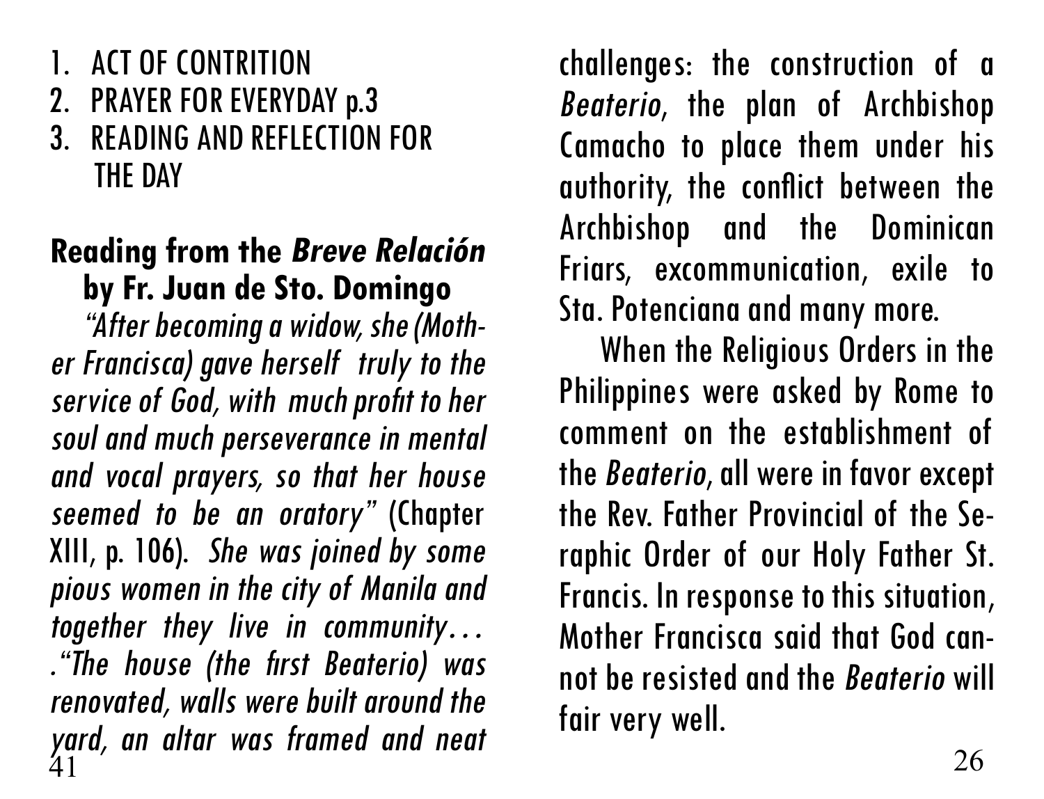1. ACT OF CONTRITION
2. PRAYER FOR EVERYDAY p.3
3. READING AND REFLECTION FOR THE DAY

**Reading from the *Breve Relación* by Fr. Juan de Sto. Domingo**

*"After becoming a widow, she (Mother Francisca) gave herself truly to the service of God, with much profit to her soul and much perseverance in mental and vocal prayers, so that her house seemed to be an oratory"* (Chapter XIII, p. 106). *She was joined by some pious women in the city of Manila and together they live in community… ."The house (the first Beaterio) was renovated, walls were built around the yard, an altar was framed and neat*

challenges: the construction of a *Beaterio*, the plan of Archbishop Camacho to place them under his authority, the conflict between the Archbishop and the Dominican Friars, excommunication, exile to Sta. Potenciana and many more.

When the Religious Orders in the Philippines were asked by Rome to comment on the establishment of the *Beaterio*, all were in favor except the Rev. Father Provincial of the Seraphic Order of our Holy Father St. Francis. In response to this situation, Mother Francisca said that God cannot be resisted and the *Beaterio* will fair very well.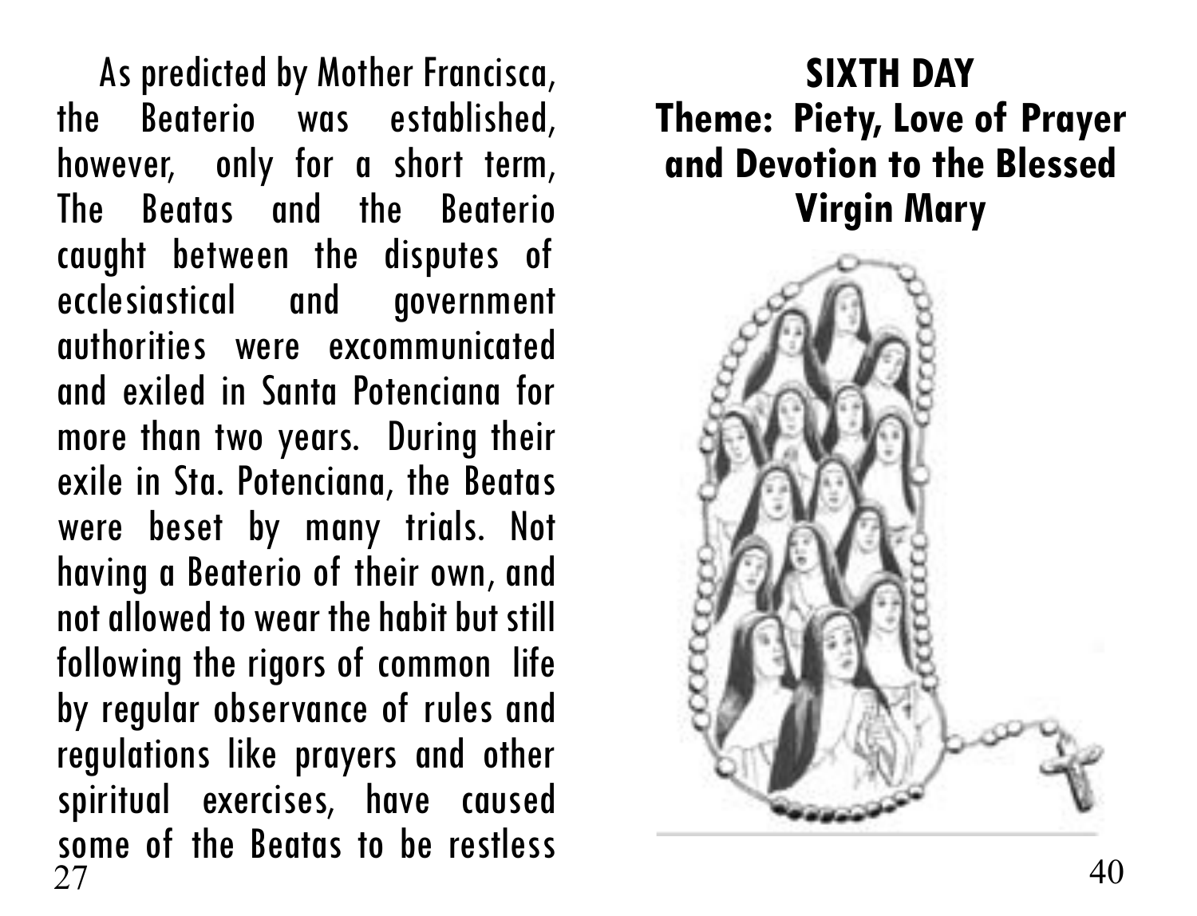As predicted by Mother Francisca, the Beaterio was established, however, only for a short term, The Beatas and the Beaterio caught between the disputes of ecclesiastical and government authorities were excommunicated and exiled in Santa Potenciana for more than two years. During their exile in Sta. Potenciana, the Beatas were beset by many trials. Not having a Beaterio of their own, and not allowed to wear the habit but still following the rigors of common life by regular observance of rules and regulations like prayers and other spiritual exercises, have caused some of the Beatas to be restless

## SIXTH DAY

## Theme: Piety, Love of Prayer and Devotion to the Blessed Virgin Mary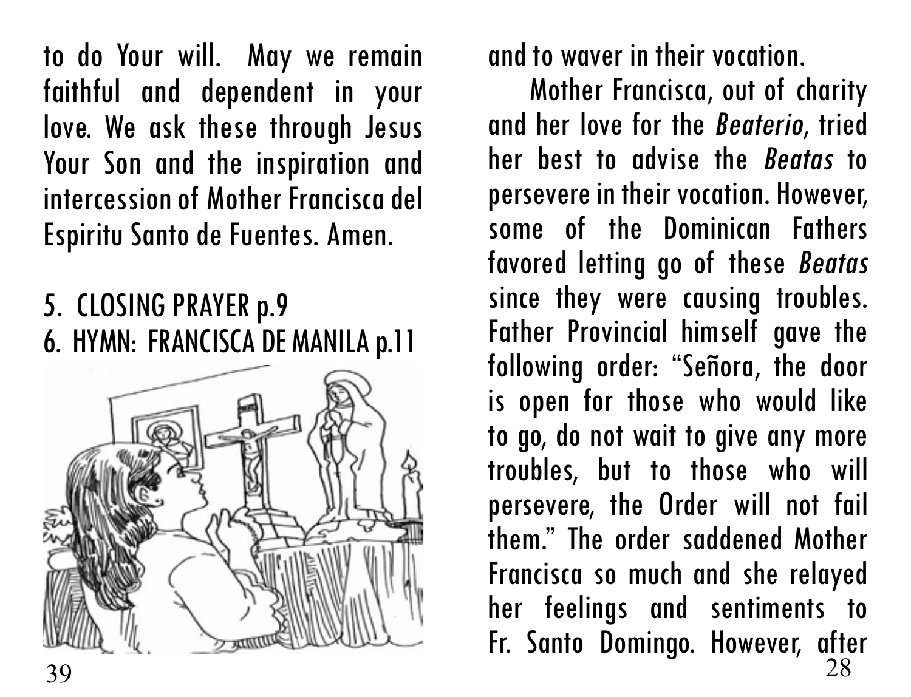to do Your will. May we remain faithful and dependent in your love. We ask these through Jesus Your Son and the inspiration and intercession of Mother Francisca del Espiritu Santo de Fuentes. Amen.

5. CLOSING PRAYER p.9
6. HYMN: FRANCISCA DE MANILA p.11

and to waver in their vocation.

Mother Francisca, out of charity and her love for the *Beaterio*, tried her best to advise the *Beatas* to persevere in their vocation. However, some of the Dominican Fathers favored letting go of these *Beatas* since they were causing troubles. Father Provincial himself gave the following order: "Señora, the door is open for those who would like to go, do not wait to give any more troubles, but to those who will persevere, the Order will not fail them." The order saddened Mother Francisca so much and she relayed her feelings and sentiments to Fr. Santo Domingo. However, after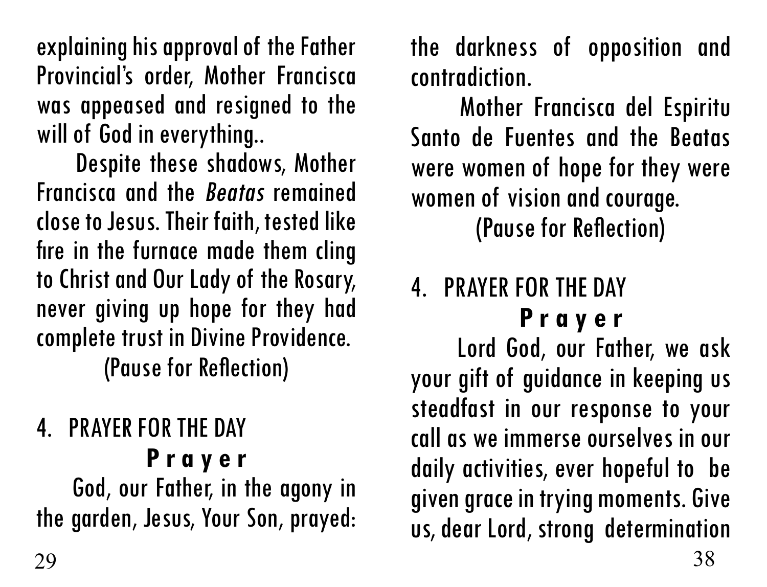explaining his approval of the Father Provincial's order, Mother Francisca was appeased and resigned to the will of God in everything..

Despite these shadows, Mother Francisca and the *Beatas* remained close to Jesus. Their faith, tested like fire in the furnace made them cling to Christ and Our Lady of the Rosary, never giving up hope for they had complete trust in Divine Providence.

(Pause for Reflection)

4. PRAYER FOR THE DAY

**P r a y e r**

God, our Father, in the agony in the garden, Jesus, Your Son, prayed:

the darkness of opposition and contradiction.

Mother Francisca del Espiritu Santo de Fuentes and the Beatas were women of hope for they were women of vision and courage.

(Pause for Reflection)

4. PRAYER FOR THE DAY

**P r a y e r**

Lord God, our Father, we ask your gift of guidance in keeping us steadfast in our response to your call as we immerse ourselves in our daily activities, ever hopeful to be given grace in trying moments. Give us, dear Lord, strong determination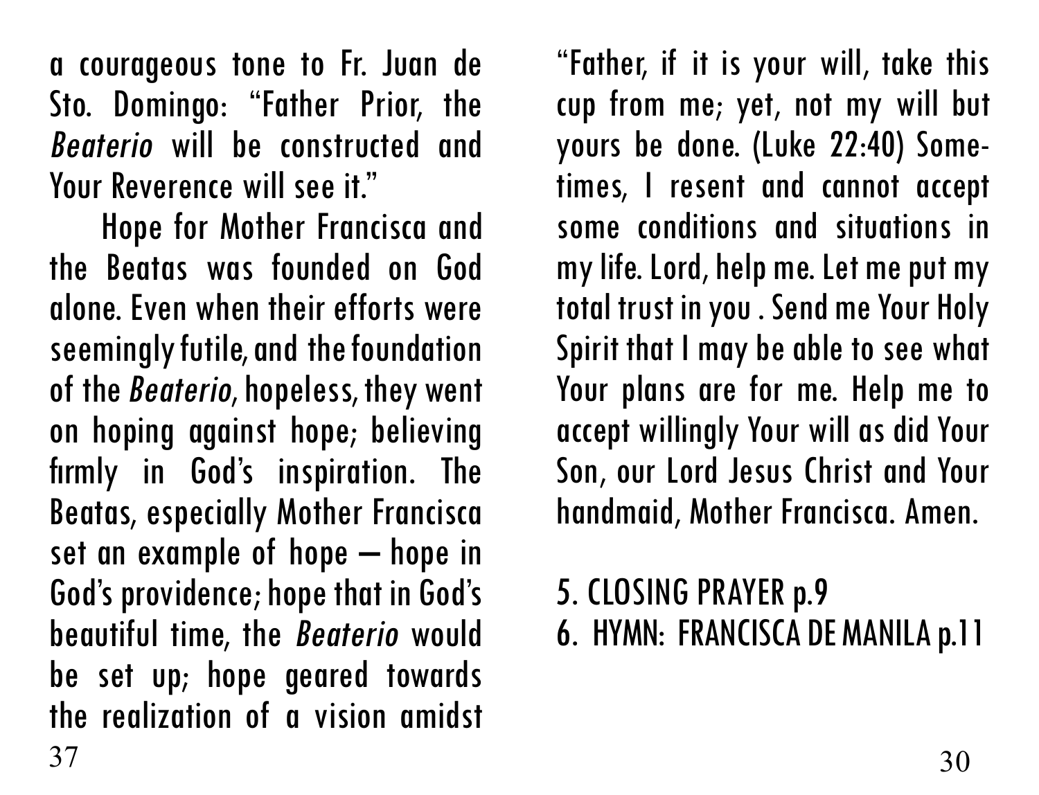a courageous tone to Fr. Juan de Sto. Domingo: "Father Prior, the *Beaterio* will be constructed and Your Reverence will see it."

Hope for Mother Francisca and the Beatas was founded on God alone. Even when their efforts were seemingly futile, and the foundation of the *Beaterio*, hopeless, they went on hoping against hope; believing firmly in God's inspiration. The Beatas, especially Mother Francisca set an example of hope – hope in God's providence; hope that in God's beautiful time, the *Beaterio* would be set up; hope geared towards the realization of a vision amidst

"Father, if it is your will, take this cup from me; yet, not my will but yours be done. (Luke 22:40) Sometimes, I resent and cannot accept some conditions and situations in my life. Lord, help me. Let me put my total trust in you . Send me Your Holy Spirit that I may be able to see what Your plans are for me. Help me to accept willingly Your will as did Your Son, our Lord Jesus Christ and Your handmaid, Mother Francisca. Amen.

5. CLOSING PRAYER p.9
6. HYMN: FRANCISCA DE MANILA p.11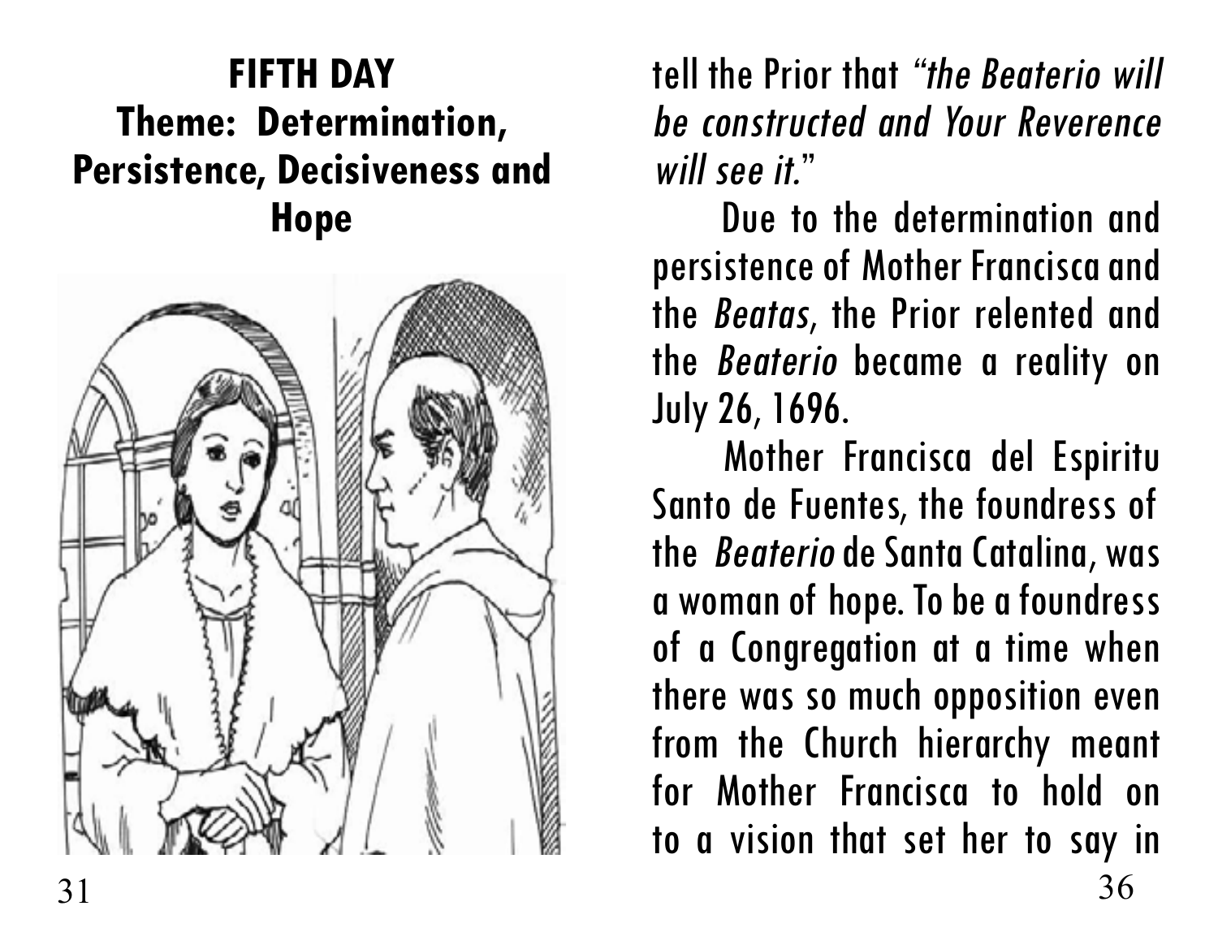## FIFTH DAY
## Theme: Determination, Persistence, Decisiveness and Hope

tell the Prior that *"the Beaterio will be constructed and Your Reverence will see it."*

Due to the determination and persistence of Mother Francisca and the *Beatas*, the Prior relented and the *Beaterio* became a reality on July 26, 1696.

Mother Francisca del Espiritu Santo de Fuentes, the foundress of the *Beaterio* de Santa Catalina, was a woman of hope. To be a foundress of a Congregation at a time when there was so much opposition even from the Church hierarchy meant for Mother Francisca to hold on to a vision that set her to say in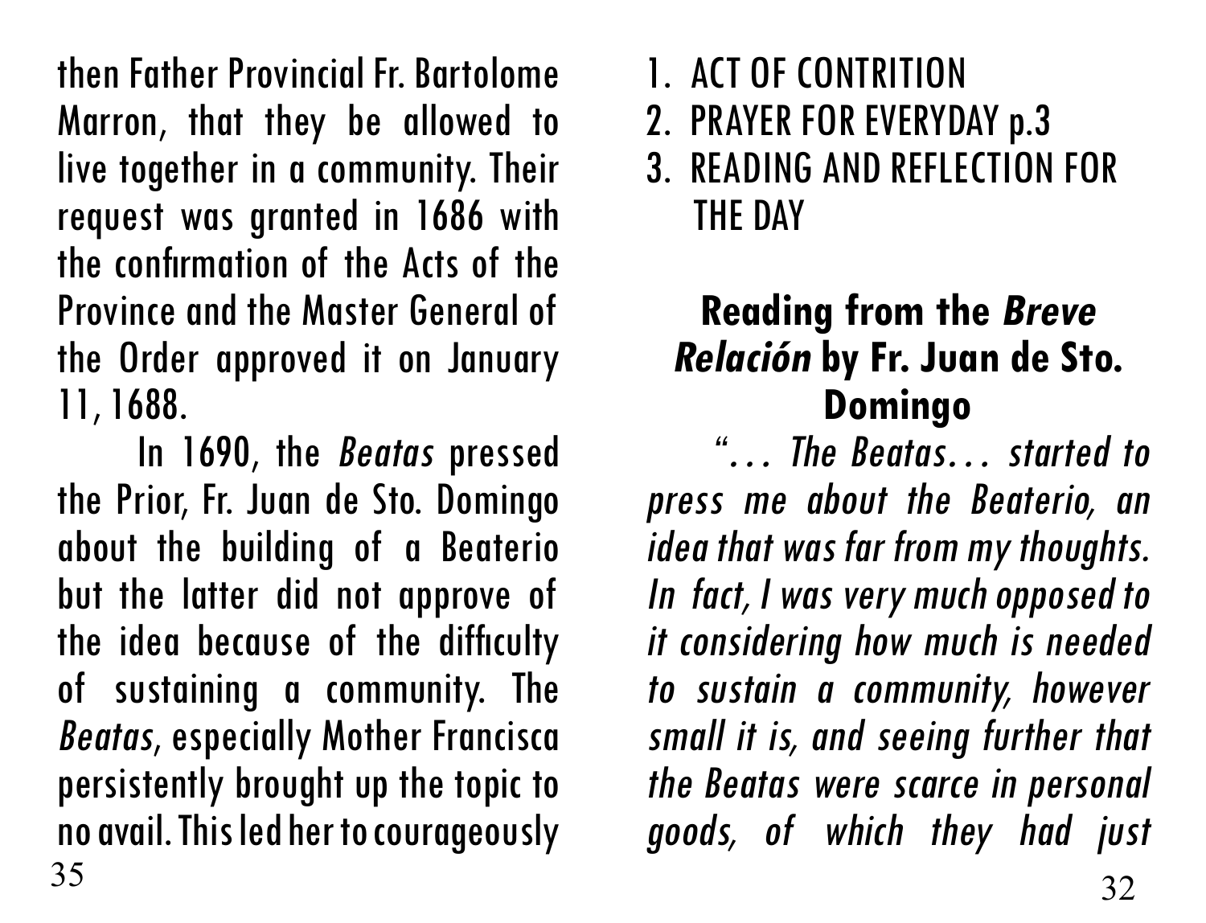then Father Provincial Fr. Bartolome Marron, that they be allowed to live together in a community. Their request was granted in 1686 with the confirmation of the Acts of the Province and the Master General of the Order approved it on January 11, 1688.

In 1690, the *Beatas* pressed the Prior, Fr. Juan de Sto. Domingo about the building of a Beaterio but the latter did not approve of the idea because of the difficulty of sustaining a community. The *Beatas*, especially Mother Francisca persistently brought up the topic to no avail. This led her to courageously

1. ACT OF CONTRITION
2. PRAYER FOR EVERYDAY p.3
3. READING AND REFLECTION FOR THE DAY

**Reading from the *Breve Relación* by Fr. Juan de Sto. Domingo**

*"… The Beatas… started to press me about the Beaterio, an idea that was far from my thoughts. In fact, I was very much opposed to it considering how much is needed to sustain a community, however small it is, and seeing further that the Beatas were scarce in personal goods, of which they had just*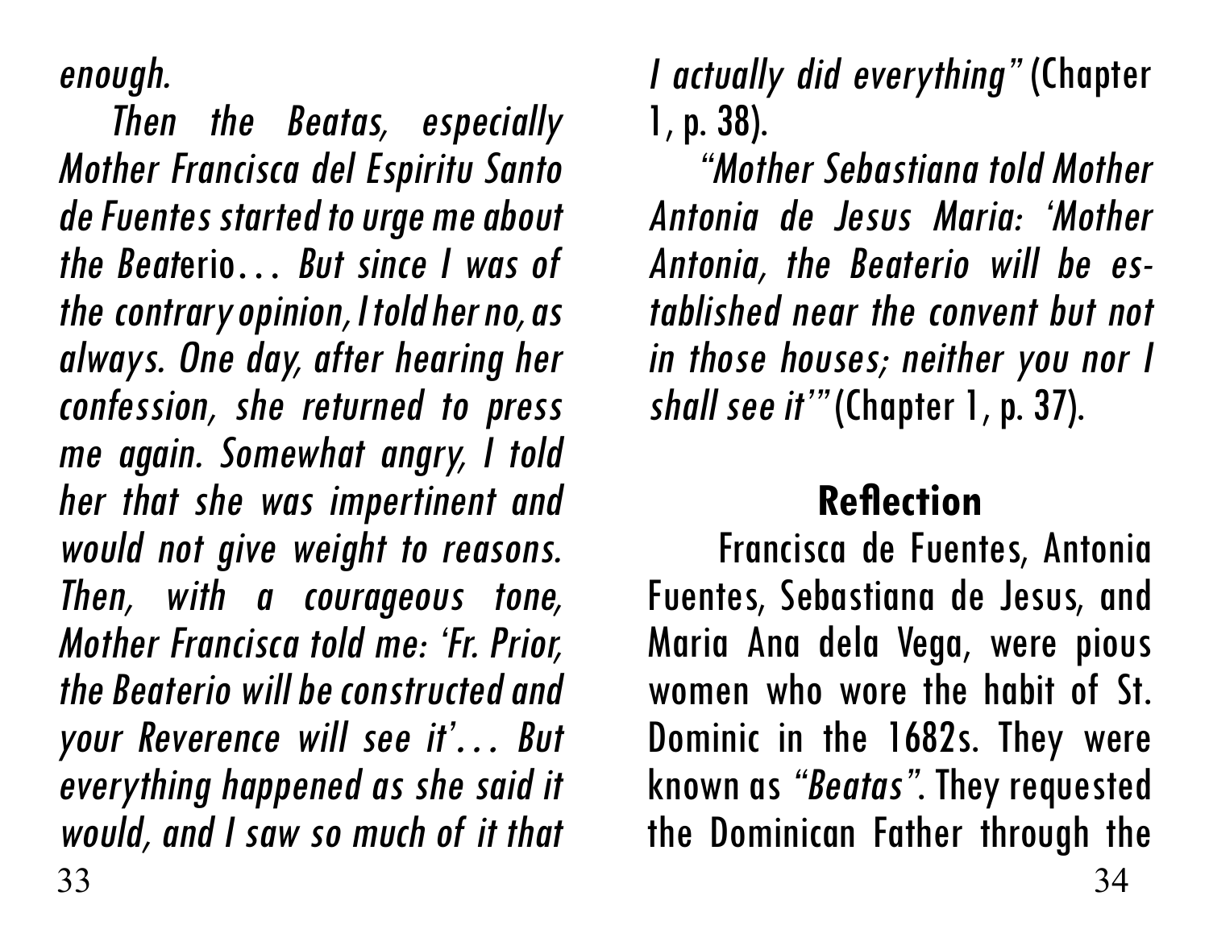*enough.*

*Then the Beatas, especially Mother Francisca del Espiritu Santo de Fuentes started to urge me about the Beat*erio… *But since I was of the contrary opinion, I told her no, as always. One day, after hearing her confession, she returned to press me again. Somewhat angry, I told her that she was impertinent and would not give weight to reasons. Then, with a courageous tone, Mother Francisca told me: 'Fr. Prior, the Beaterio will be constructed and your Reverence will see it'… But everything happened as she said it would, and I saw so much of it that I actually did everything"* (Chapter 1, p. 38).

*"Mother Sebastiana told Mother Antonia de Jesus Maria: 'Mother Antonia, the Beaterio will be established near the convent but not in those houses; neither you nor I shall see it'"* (Chapter 1, p. 37).

## Reflection

Francisca de Fuentes, Antonia Fuentes, Sebastiana de Jesus, and Maria Ana dela Vega, were pious women who wore the habit of St. Dominic in the 1682s. They were known as *"Beatas"*. They requested the Dominican Father through the